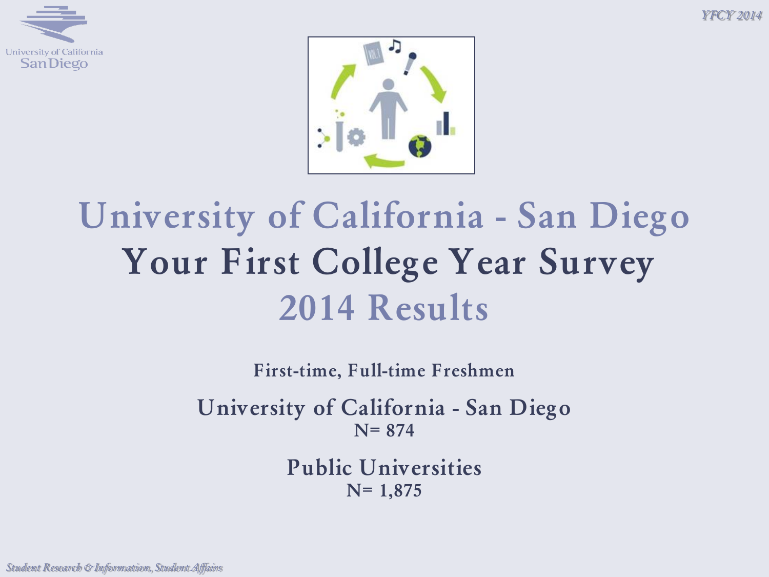# University of California - San Diego
# Your First College Year Survey
# 2014 Results

**First-time, Full-time Freshmen**

**University of California - San Diego**
**N= 874**

**Public Universities**
**N= 1,875**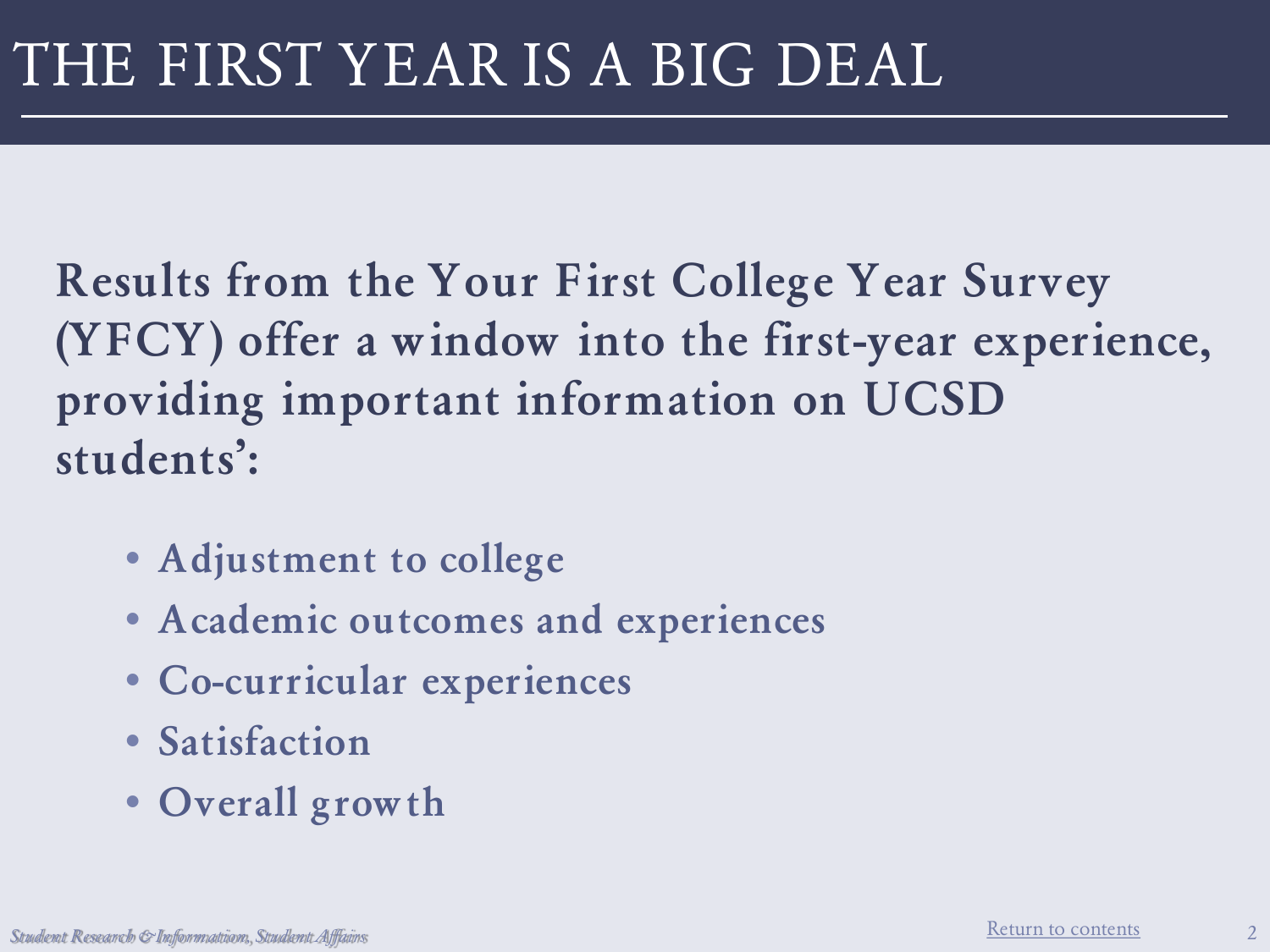# THE FIRST YEAR IS A BIG DEAL

**Results from the Your First College Year Survey (YFCY) offer a window into the first-year experience, providing important information on UCSD students':**

- **Adjustment to college**
- **Academic outcomes and experiences**
- **Co-curricular experiences**
- **Satisfaction**
- **Overall growth**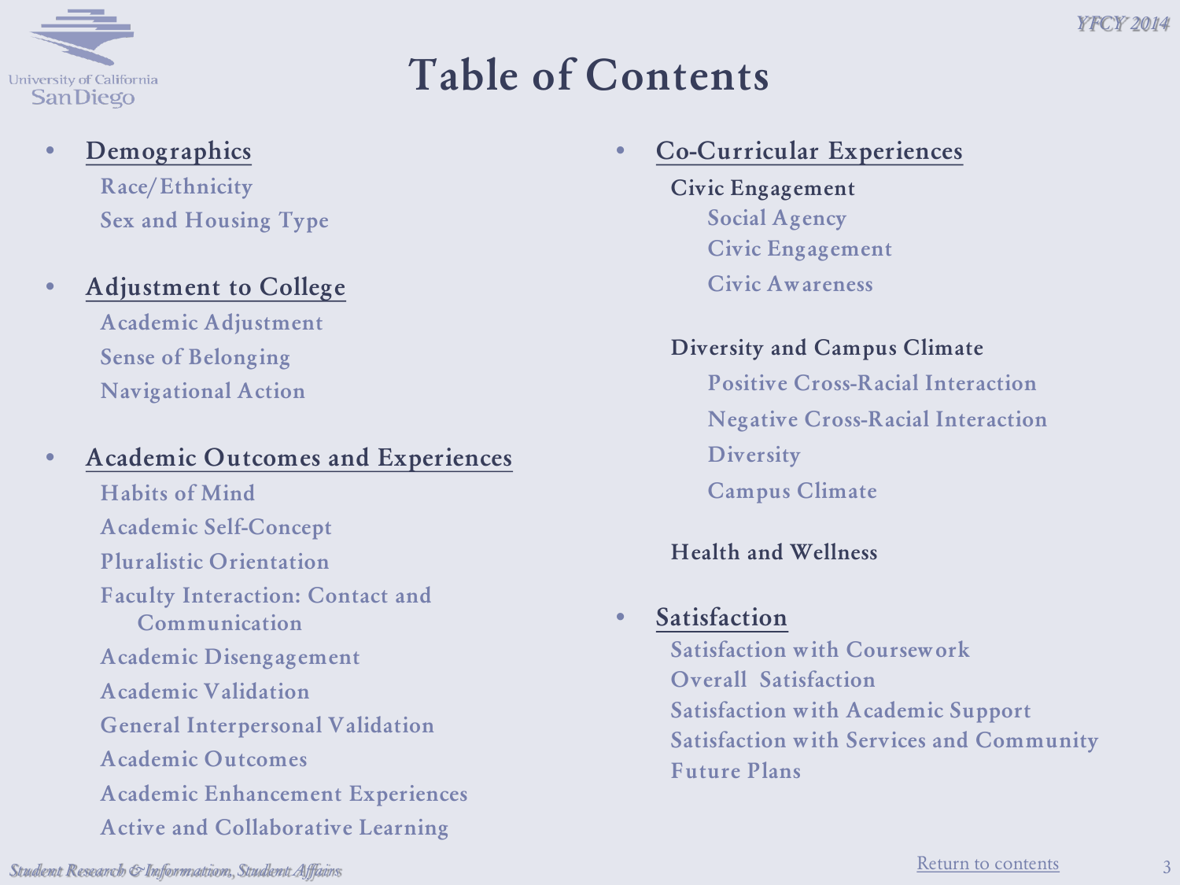# Table of Contents

- **Demographics**
  - Race/Ethnicity
  - Sex and Housing Type
- **Adjustment to College**
  - Academic Adjustment
  - Sense of Belonging
  - Navigational Action
- **Academic Outcomes and Experiences**
  - Habits of Mind
  - Academic Self-Concept
  - Pluralistic Orientation
  - Faculty Interaction: Contact and Communication
  - Academic Disengagement
  - Academic Validation
  - General Interpersonal Validation
  - Academic Outcomes
  - Academic Enhancement Experiences
  - Active and Collaborative Learning
- **Co-Curricular Experiences**
  - Civic Engagement
    - Social Agency
    - Civic Engagement
    - Civic Awareness
  - Diversity and Campus Climate
    - Positive Cross-Racial Interaction
    - Negative Cross-Racial Interaction
    - Diversity
    - Campus Climate
  - Health and Wellness
- **Satisfaction**
  - Satisfaction with Coursework
  - Overall Satisfaction
  - Satisfaction with Academic Support
  - Satisfaction with Services and Community
  - Future Plans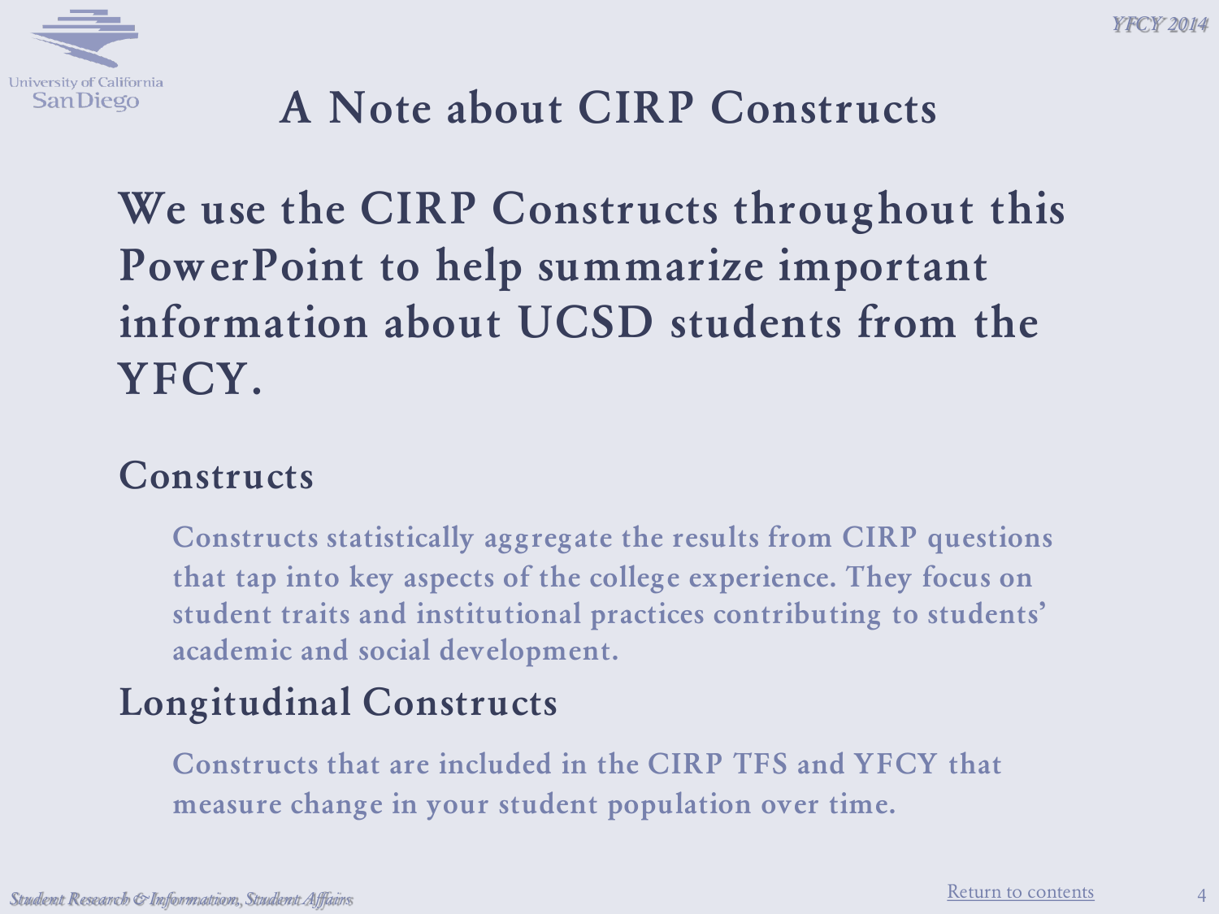# A Note about CIRP Constructs

**We use the CIRP Constructs throughout this PowerPoint to help summarize important information about UCSD students from the YFCY.**

## Constructs

Constructs statistically aggregate the results from CIRP questions that tap into key aspects of the college experience. They focus on student traits and institutional practices contributing to students' academic and social development.

## Longitudinal Constructs

Constructs that are included in the CIRP TFS and YFCY that measure change in your student population over time.

Return to contents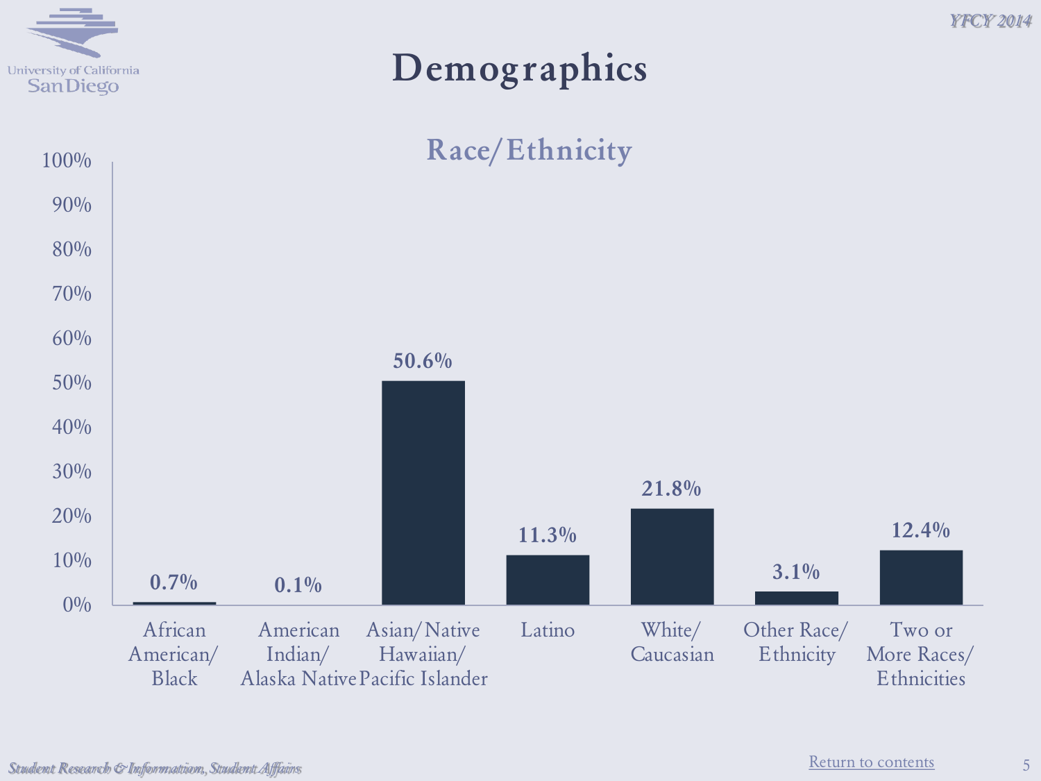# Demographics

## Race/Ethnicity

| Race/Ethnicity | Percentage |
|---|---|
| African American/Black | 0.7% |
| American Indian/Alaska Native | 0.1% |
| Asian/Native Hawaiian/Pacific Islander | 50.6% |
| Latino | 11.3% |
| White/Caucasian | 21.8% |
| Other Race/Ethnicity | 3.1% |
| Two or More Races/Ethnicities | 12.4% |

Return to contents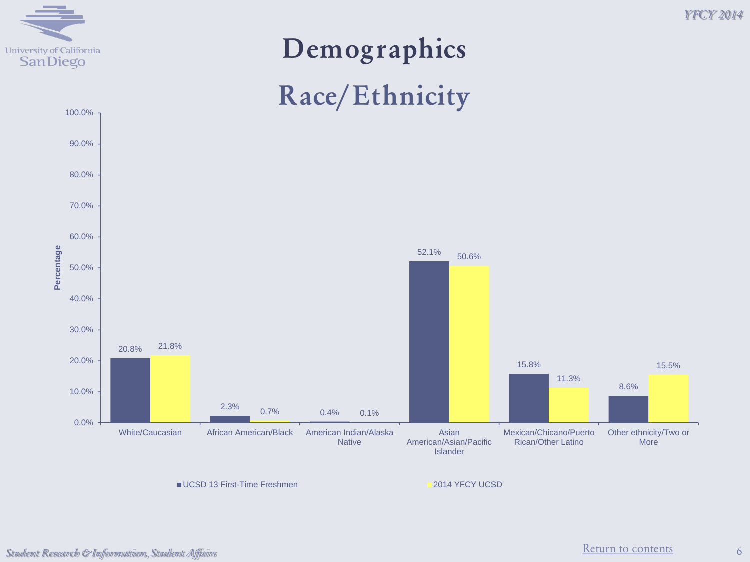# Demographics

## Race/Ethnicity

| Race/Ethnicity | UCSD 13 First-Time Freshmen | 2014 YFCY UCSD |
|---|---|---|
| White/Caucasian | 20.8% | 21.8% |
| African American/Black | 2.3% | 0.7% |
| American Indian/Alaska Native | 0.4% | 0.1% |
| Asian American/Asian/Pacific Islander | 52.1% | 50.6% |
| Mexican/Chicano/Puerto Rican/Other Latino | 15.8% | 11.3% |
| Other ethnicity/Two or More | 8.6% | 15.5% |

Return to contents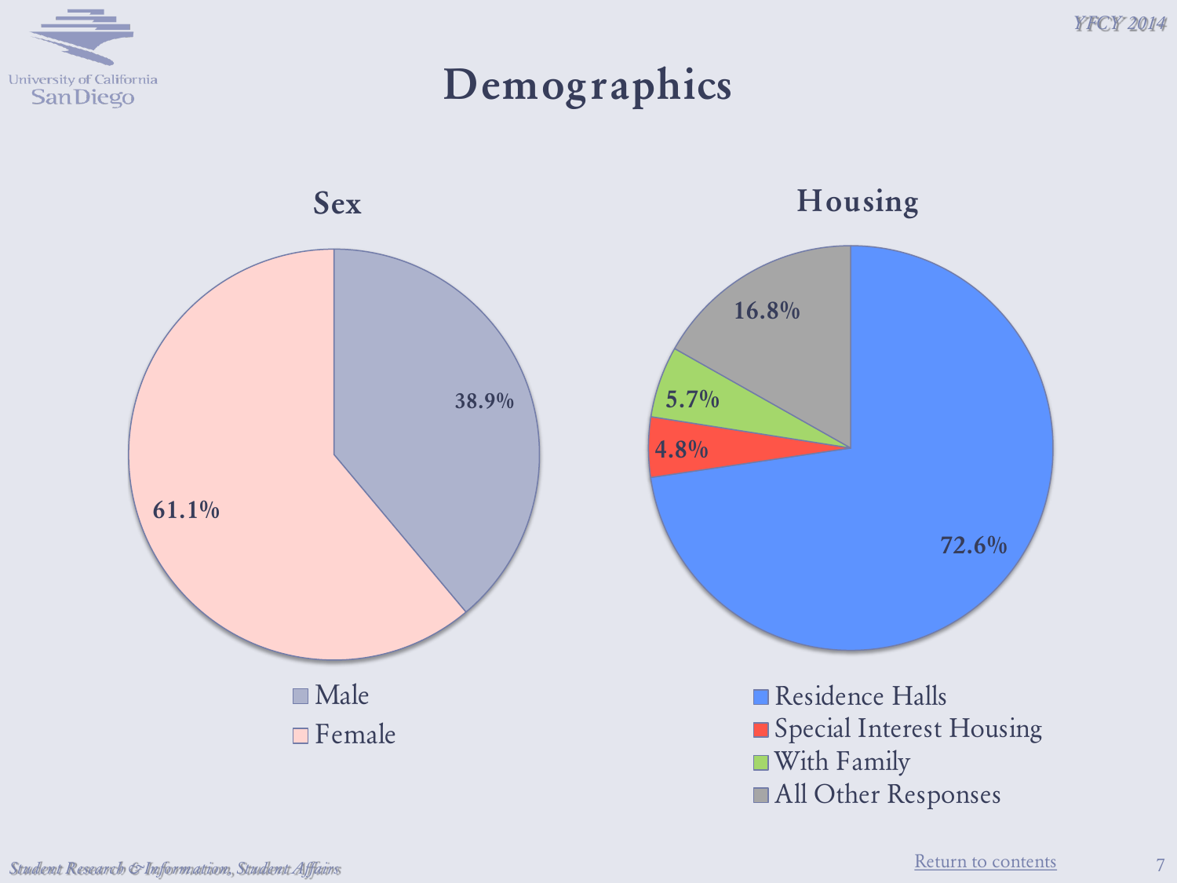# Demographics

## Sex

| Sex | Percent |
|---|---|
| Male | 38.9% |
| Female | 61.1% |

## Housing

| Housing | Percent |
|---|---|
| Residence Halls | 72.6% |
| Special Interest Housing | 4.8% |
| With Family | 5.7% |
| All Other Responses | 16.8% |

Return to contents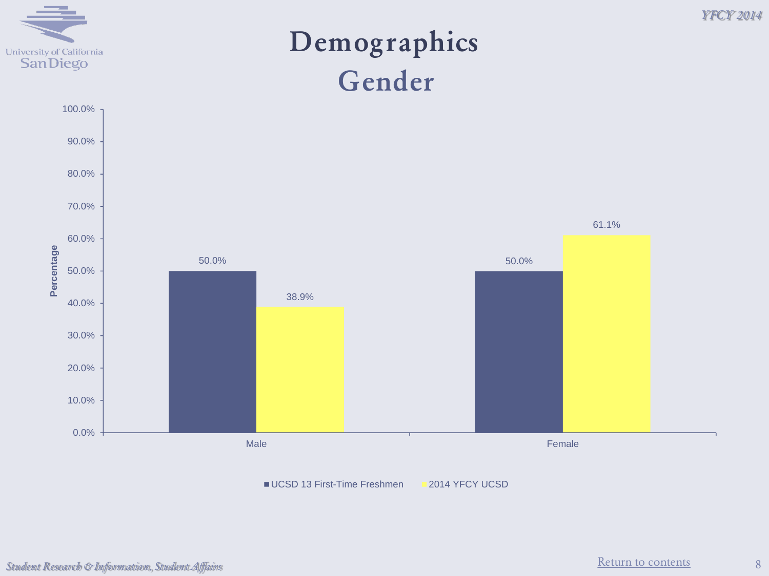# Demographics

## Gender

| | UCSD 13 First-Time Freshmen | 2014 YFCY UCSD |
|---|---|---|
| Male | 50.0% | 38.9% |
| Female | 50.0% | 61.1% |

Return to contents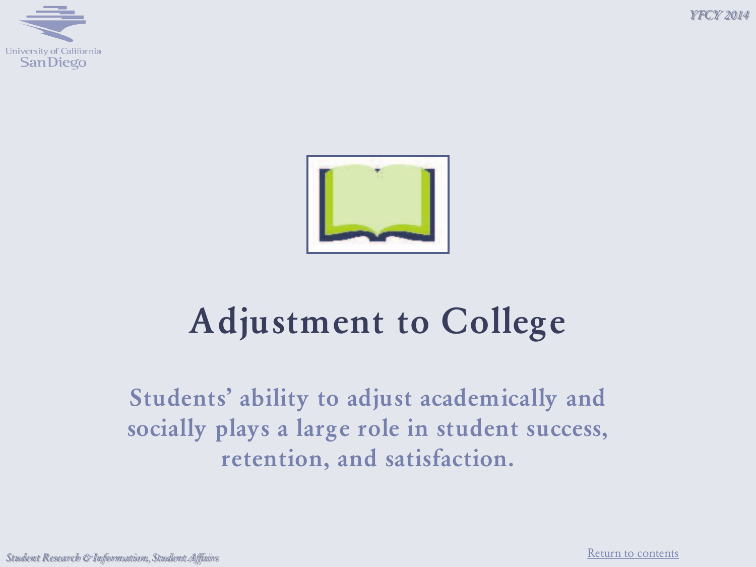# Adjustment to College

Students' ability to adjust academically and socially plays a large role in student success, retention, and satisfaction.

[Return to contents](#)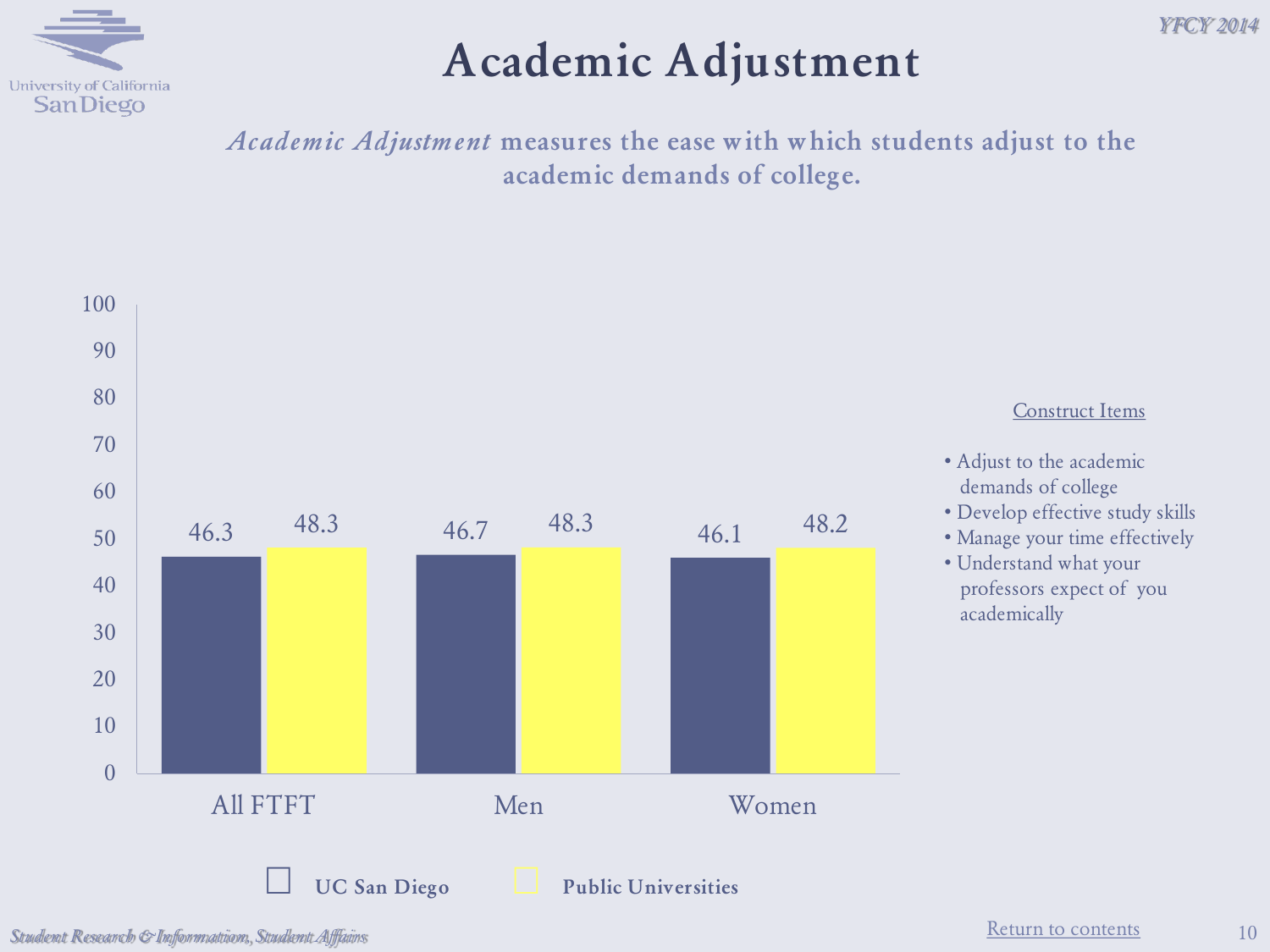# Academic Adjustment

*Academic Adjustment* measures the ease with which students adjust to the academic demands of college.

| | UC San Diego | Public Universities |
|---|---|---|
| All FTFT | 46.3 | 48.3 |
| Men | 46.7 | 48.3 |
| Women | 46.1 | 48.2 |

Construct Items

- Adjust to the academic demands of college
- Develop effective study skills
- Manage your time effectively
- Understand what your professors expect of you academically

Return to contents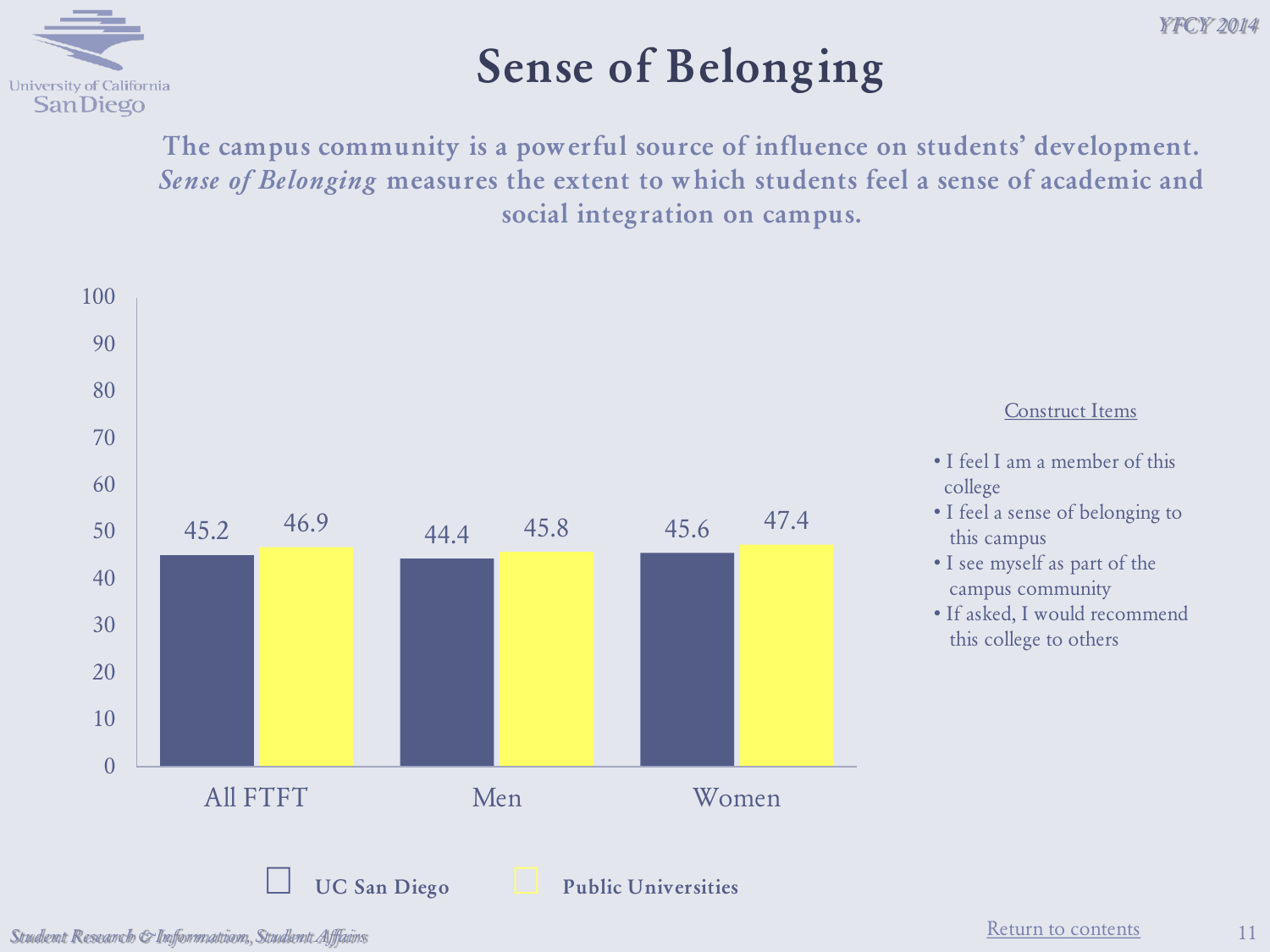# Sense of Belonging

**The campus community is a powerful source of influence on students' development. *Sense of Belonging* measures the extent to which students feel a sense of academic and social integration on campus.**

| | UC San Diego | Public Universities |
|---|---|---|
| All FTFT | 45.2 | 46.9 |
| Men | 44.4 | 45.8 |
| Women | 45.6 | 47.4 |

Construct Items

- I feel I am a member of this college
- I feel a sense of belonging to this campus
- I see myself as part of the campus community
- If asked, I would recommend this college to others

Return to contents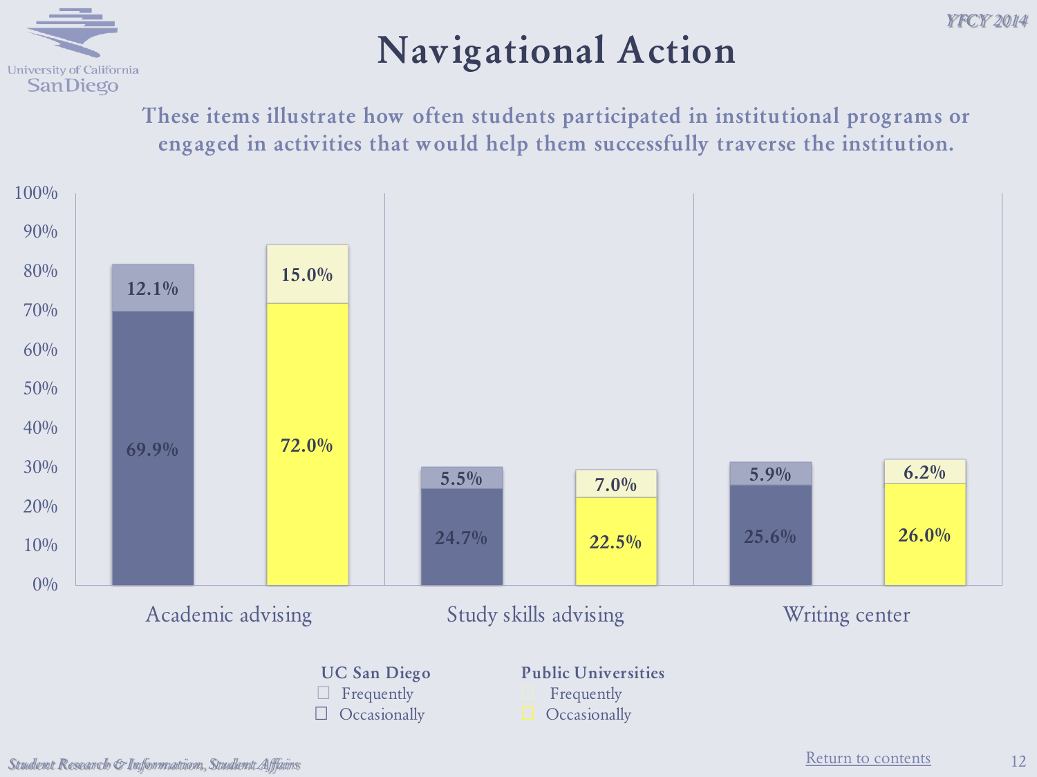# Navigational Action

These items illustrate how often students participated in institutional programs or engaged in activities that would help them successfully traverse the institution.

| | UC San Diego Occasionally | UC San Diego Frequently | Public Universities Occasionally | Public Universities Frequently |
|---|---|---|---|---|
| Academic advising | 69.9% | 12.1% | 72.0% | 15.0% |
| Study skills advising | 24.7% | 5.5% | 22.5% | 7.0% |
| Writing center | 25.6% | 5.9% | 26.0% | 6.2% |

Return to contents

*Student Research & Information, Student Affairs*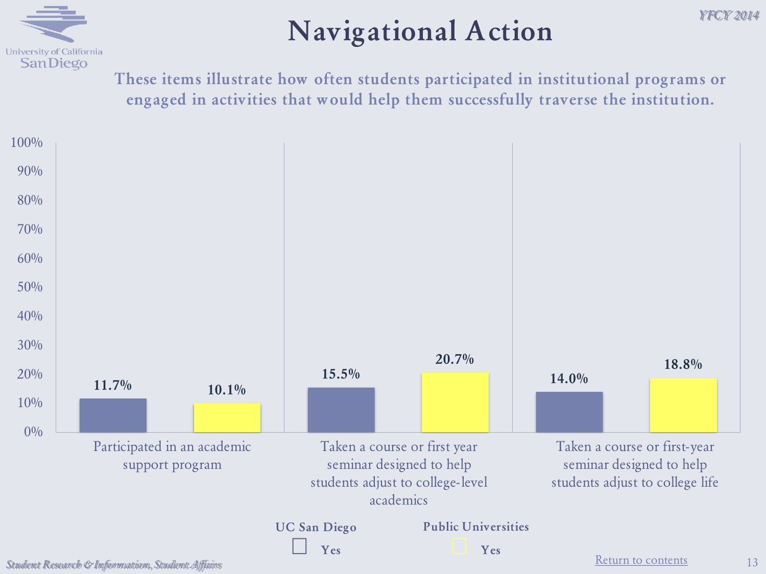# Navigational Action

**These items illustrate how often students participated in institutional programs or engaged in activities that would help them successfully traverse the institution.**

| | UC San Diego (Yes) | Public Universities (Yes) |
|---|---|---|
| Participated in an academic support program | 11.7% | 10.1% |
| Taken a course or first year seminar designed to help students adjust to college-level academics | 15.5% | 20.7% |
| Taken a course or first-year seminar designed to help students adjust to college life | 14.0% | 18.8% |

Return to contents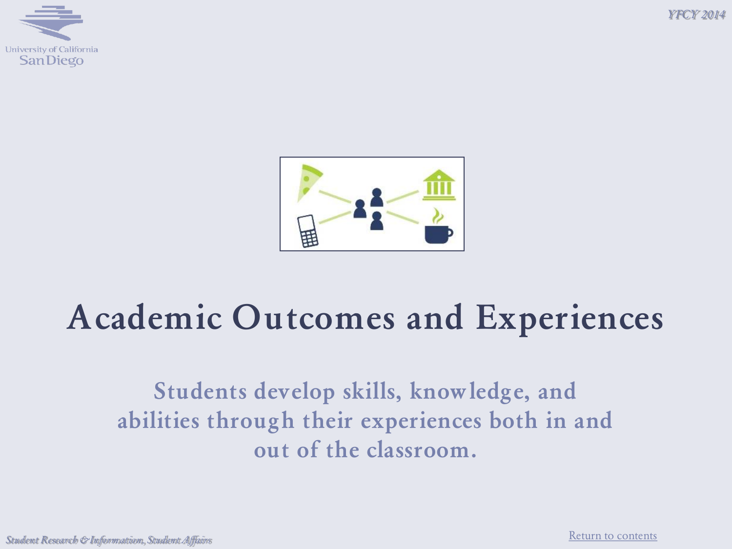# Academic Outcomes and Experiences

Students develop skills, knowledge, and abilities through their experiences both in and out of the classroom.

Return to contents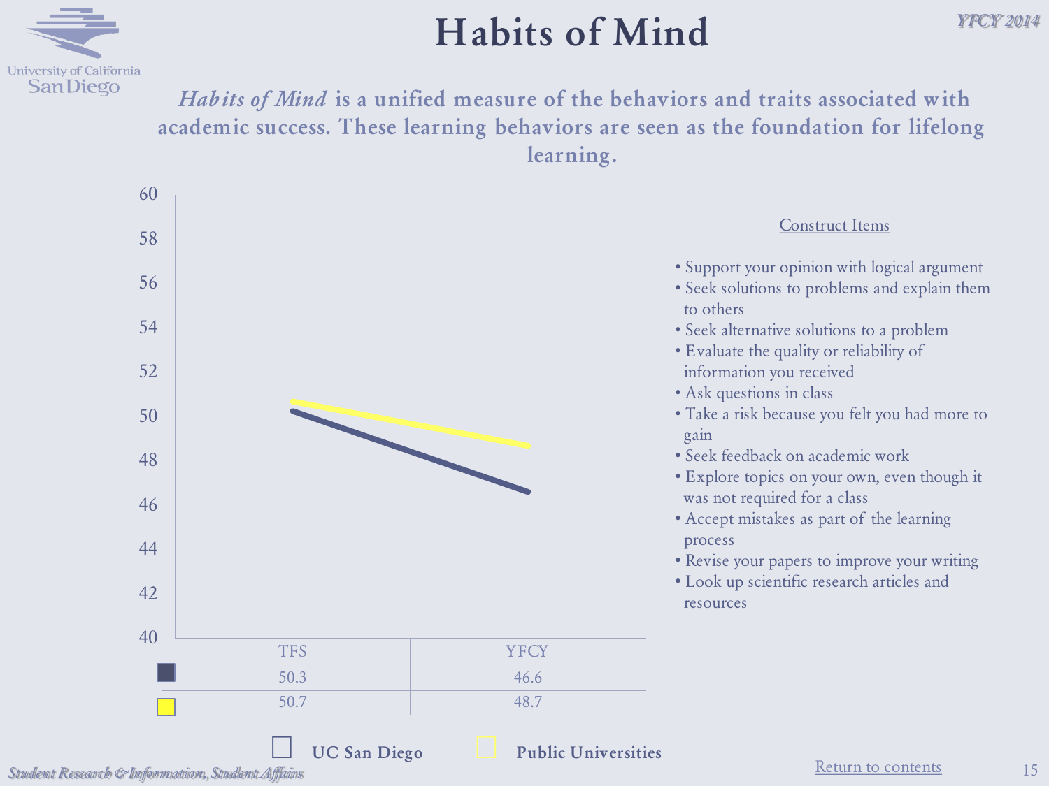# Habits of Mind

***Habits of Mind*** **is a unified measure of the behaviors and traits associated with academic success. These learning behaviors are seen as the foundation for lifelong learning.**

| | TFS | YFCY |
|---|---|---|
| UC San Diego | 50.3 | 46.6 |
| Public Universities | 50.7 | 48.7 |

Construct Items

- Support your opinion with logical argument
- Seek solutions to problems and explain them to others
- Seek alternative solutions to a problem
- Evaluate the quality or reliability of information you received
- Ask questions in class
- Take a risk because you felt you had more to gain
- Seek feedback on academic work
- Explore topics on your own, even though it was not required for a class
- Accept mistakes as part of the learning process
- Revise your papers to improve your writing
- Look up scientific research articles and resources

Return to contents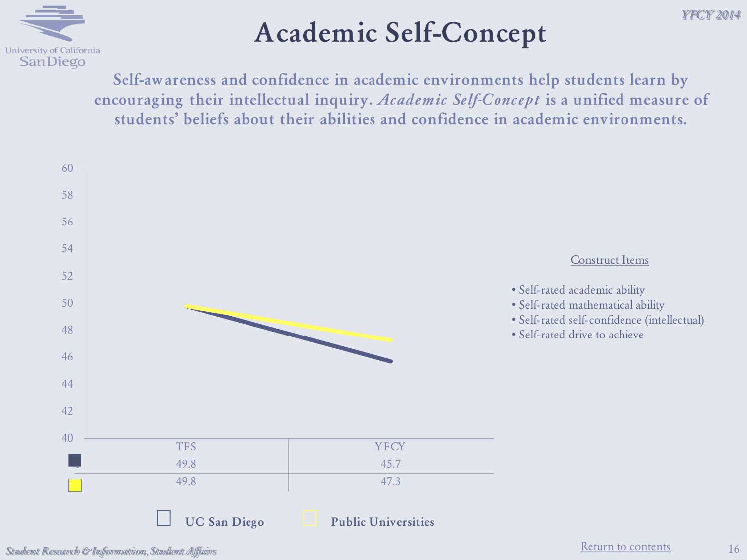# Academic Self-Concept

**Self-awareness and confidence in academic environments help students learn by encouraging their intellectual inquiry. *Academic Self-Concept* is a unified measure of students' beliefs about their abilities and confidence in academic environments.**

| | TFS | YFCY |
|---|---|---|
| UC San Diego | 49.8 | 45.7 |
| Public Universities | 49.8 | 47.3 |

**Construct Items**

- Self-rated academic ability
- Self-rated mathematical ability
- Self-rated self-confidence (intellectual)
- Self-rated drive to achieve

Return to contents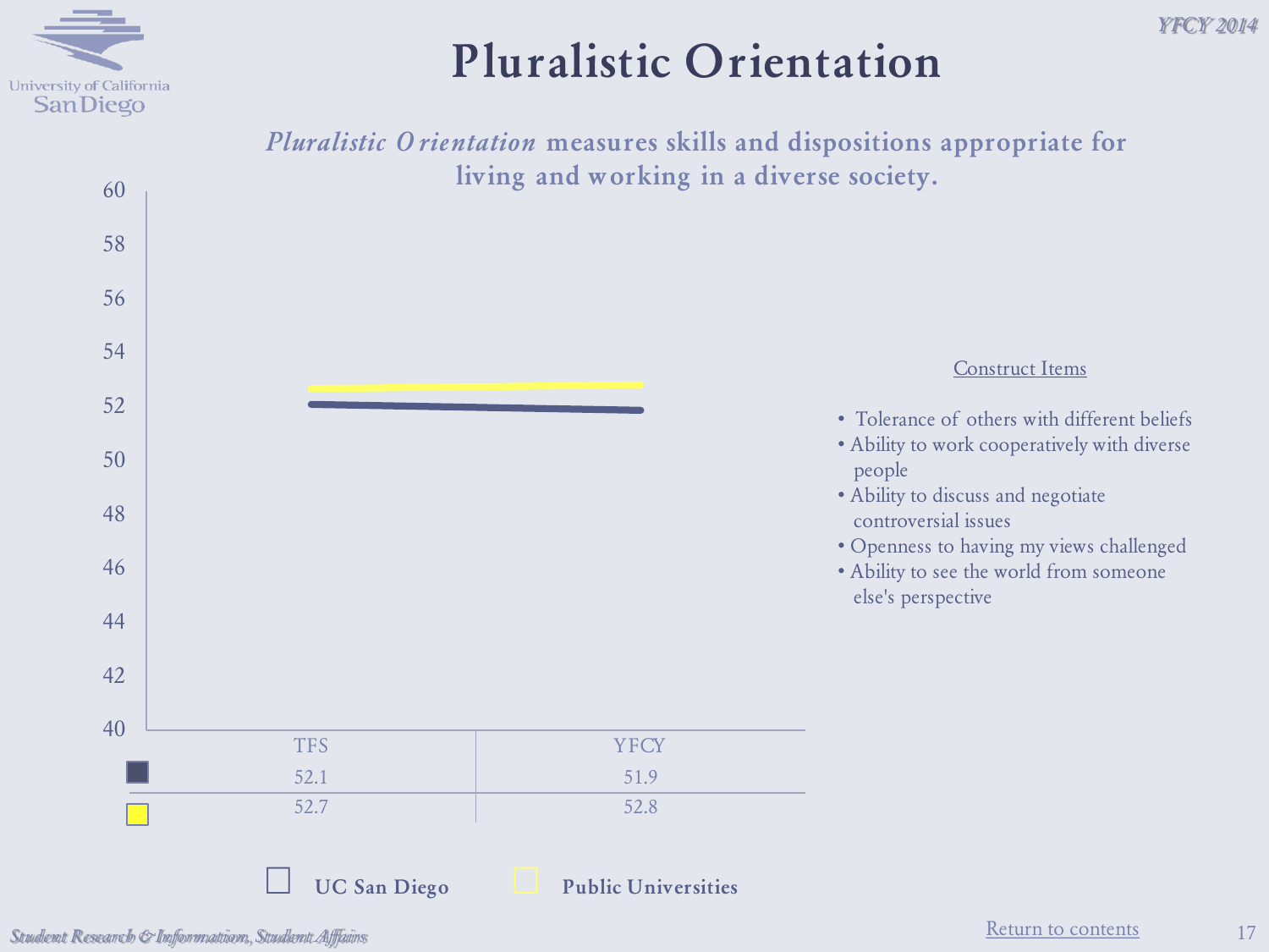# Pluralistic Orientation

***Pluralistic Orientation*** **measures skills and dispositions appropriate for living and working in a diverse society.**

| | TFS | YFCY |
|---|---|---|
| UC San Diego | 52.1 | 51.9 |
| Public Universities | 52.7 | 52.8 |

Construct Items

- Tolerance of others with different beliefs
- Ability to work cooperatively with diverse people
- Ability to discuss and negotiate controversial issues
- Openness to having my views challenged
- Ability to see the world from someone else's perspective

Return to contents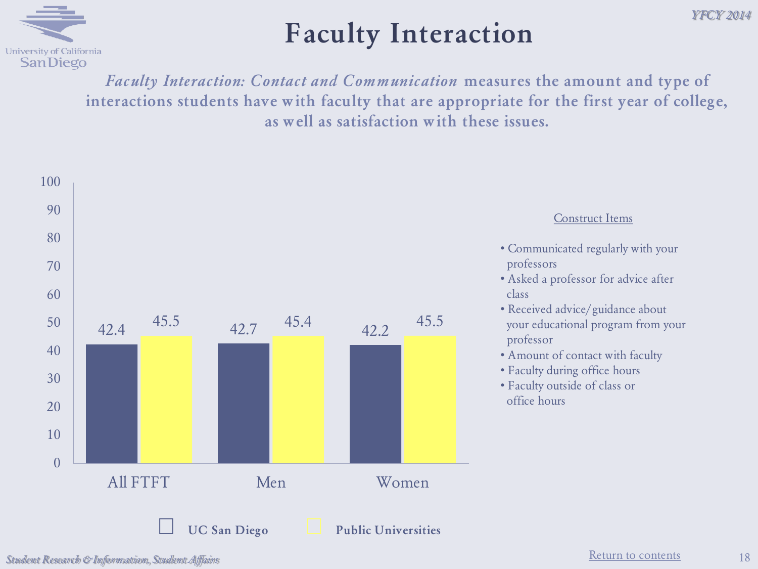# Faculty Interaction

***Faculty Interaction: Contact and Communication*** **measures the amount and type of interactions students have with faculty that are appropriate for the first year of college, as well as satisfaction with these issues.**

| | UC San Diego | Public Universities |
|---|---|---|
| All FTFT | 42.4 | 45.5 |
| Men | 42.7 | 45.4 |
| Women | 42.2 | 45.5 |

Construct Items

- Communicated regularly with your professors
- Asked a professor for advice after class
- Received advice/guidance about your educational program from your professor
- Amount of contact with faculty
- Faculty during office hours
- Faculty outside of class or office hours

Return to contents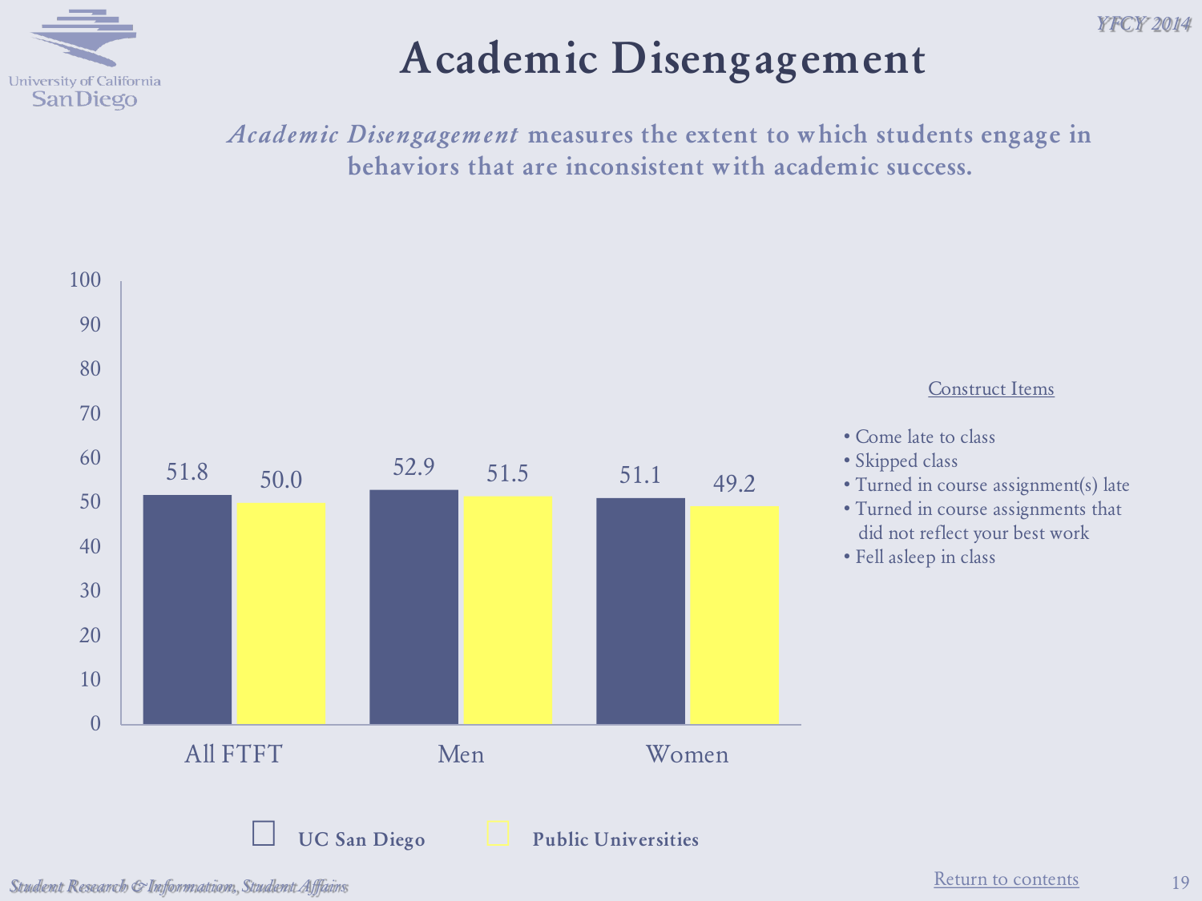# Academic Disengagement

*Academic Disengagement* **measures the extent to which students engage in behaviors that are inconsistent with academic success.**

| | UC San Diego | Public Universities |
|---|---|---|
| All FTFT | 51.8 | 50.0 |
| Men | 52.9 | 51.5 |
| Women | 51.1 | 49.2 |

Construct Items

- Come late to class
- Skipped class
- Turned in course assignment(s) late
- Turned in course assignments that did not reflect your best work
- Fell asleep in class

Return to contents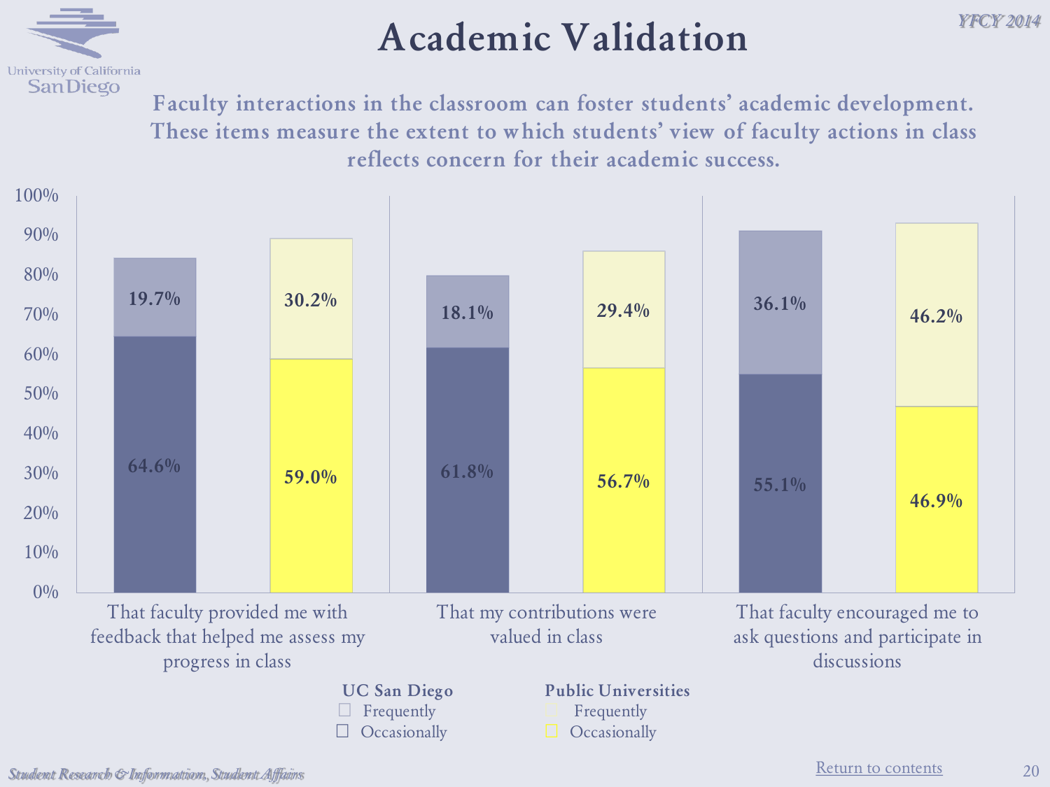# Academic Validation

Faculty interactions in the classroom can foster students' academic development. These items measure the extent to which students' view of faculty actions in class reflects concern for their academic success.

| | UC San Diego Occasionally | UC San Diego Frequently | Public Universities Occasionally | Public Universities Frequently |
|---|---|---|---|---|
| That faculty provided me with feedback that helped me assess my progress in class | 64.6% | 19.7% | 59.0% | 30.2% |
| That my contributions were valued in class | 61.8% | 18.1% | 56.7% | 29.4% |
| That faculty encouraged me to ask questions and participate in discussions | 55.1% | 36.1% | 46.9% | 46.2% |

Return to contents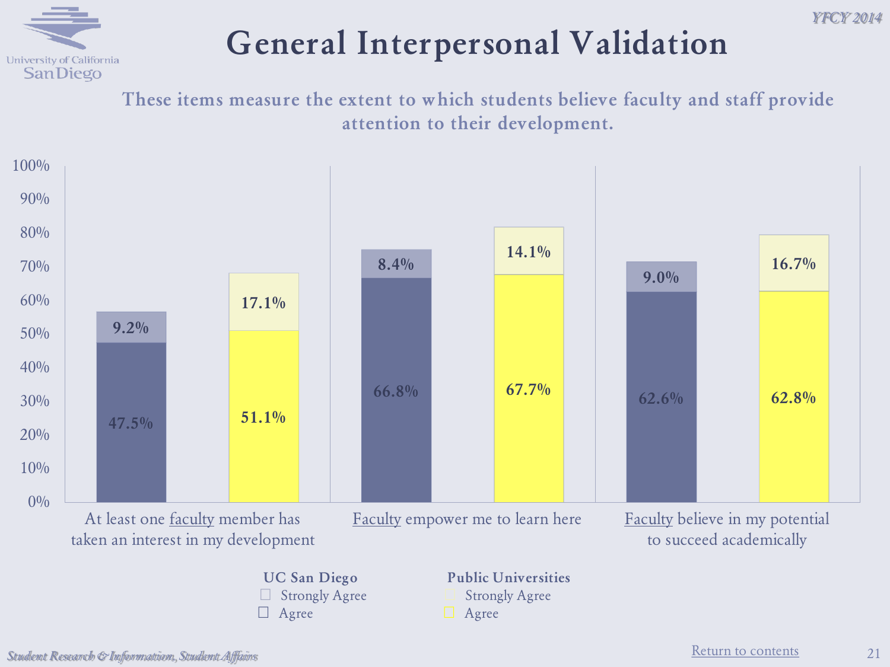# General Interpersonal Validation

**These items measure the extent to which students believe faculty and staff provide attention to their development.**

| Item | UC San Diego Agree | UC San Diego Strongly Agree | Public Universities Agree | Public Universities Strongly Agree |
|---|---|---|---|---|
| At least one faculty member has taken an interest in my development | 47.5% | 9.2% | 51.1% | 17.1% |
| Faculty empower me to learn here | 66.8% | 8.4% | 67.7% | 14.1% |
| Faculty believe in my potential to succeed academically | 62.6% | 9.0% | 62.8% | 16.7% |

**UC San Diego**
- Strongly Agree
- Agree

**Public Universities**
- Strongly Agree
- Agree

Return to contents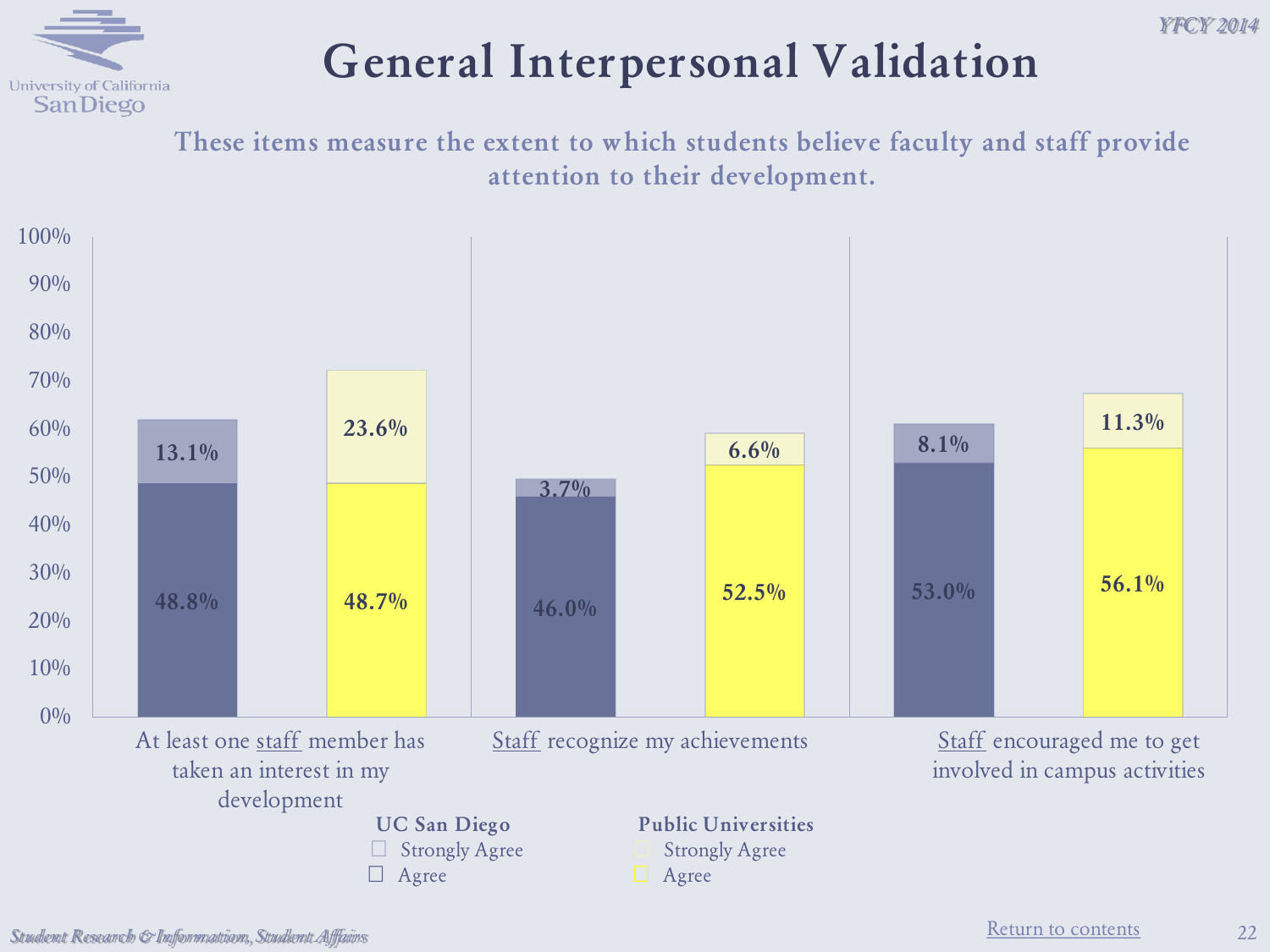# General Interpersonal Validation

**These items measure the extent to which students believe faculty and staff provide attention to their development.**

| Item | UC San Diego Agree | UC San Diego Strongly Agree | Public Universities Agree | Public Universities Strongly Agree |
|---|---|---|---|---|
| At least one staff member has taken an interest in my development | 48.8% | 13.1% | 48.7% | 23.6% |
| Staff recognize my achievements | 46.0% | 3.7% | 52.5% | 6.6% |
| Staff encouraged me to get involved in campus activities | 53.0% | 8.1% | 56.1% | 11.3% |

Return to contents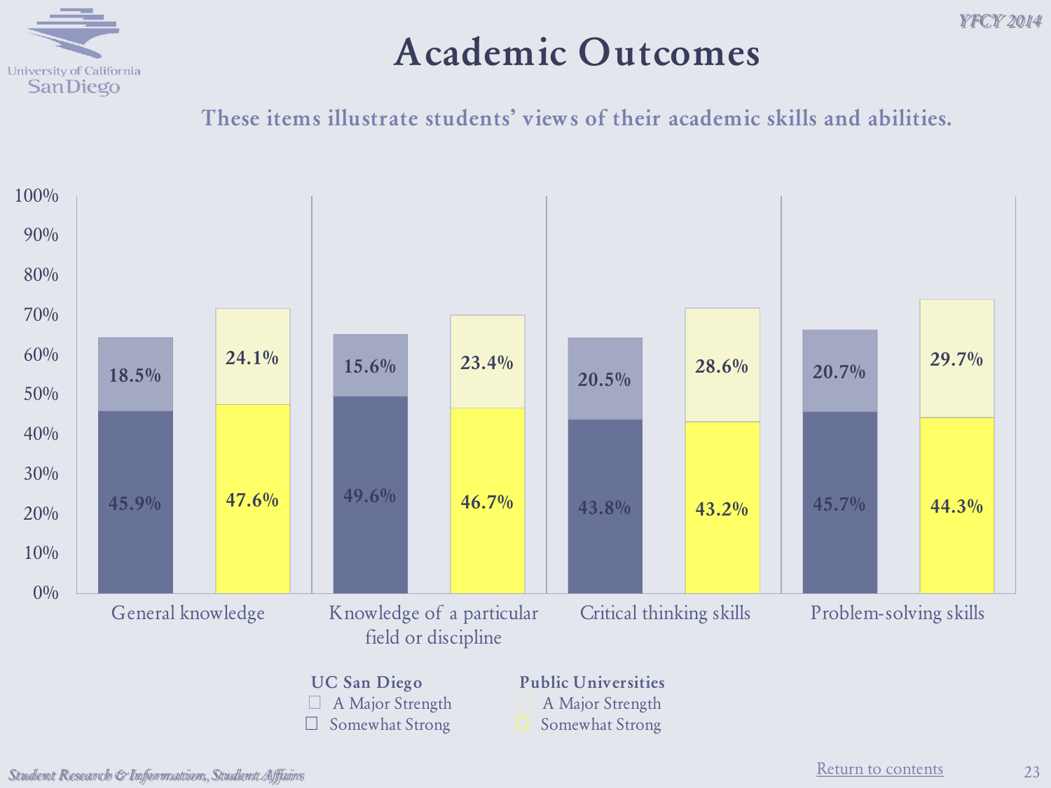# Academic Outcomes

These items illustrate students' views of their academic skills and abilities.

| | UC San Diego: A Major Strength | UC San Diego: Somewhat Strong | Public Universities: A Major Strength | Public Universities: Somewhat Strong |
|---|---|---|---|---|
| General knowledge | 18.5% | 45.9% | 24.1% | 47.6% |
| Knowledge of a particular field or discipline | 15.6% | 49.6% | 23.4% | 46.7% |
| Critical thinking skills | 20.5% | 43.8% | 28.6% | 43.2% |
| Problem-solving skills | 20.7% | 45.7% | 29.7% | 44.3% |

Return to contents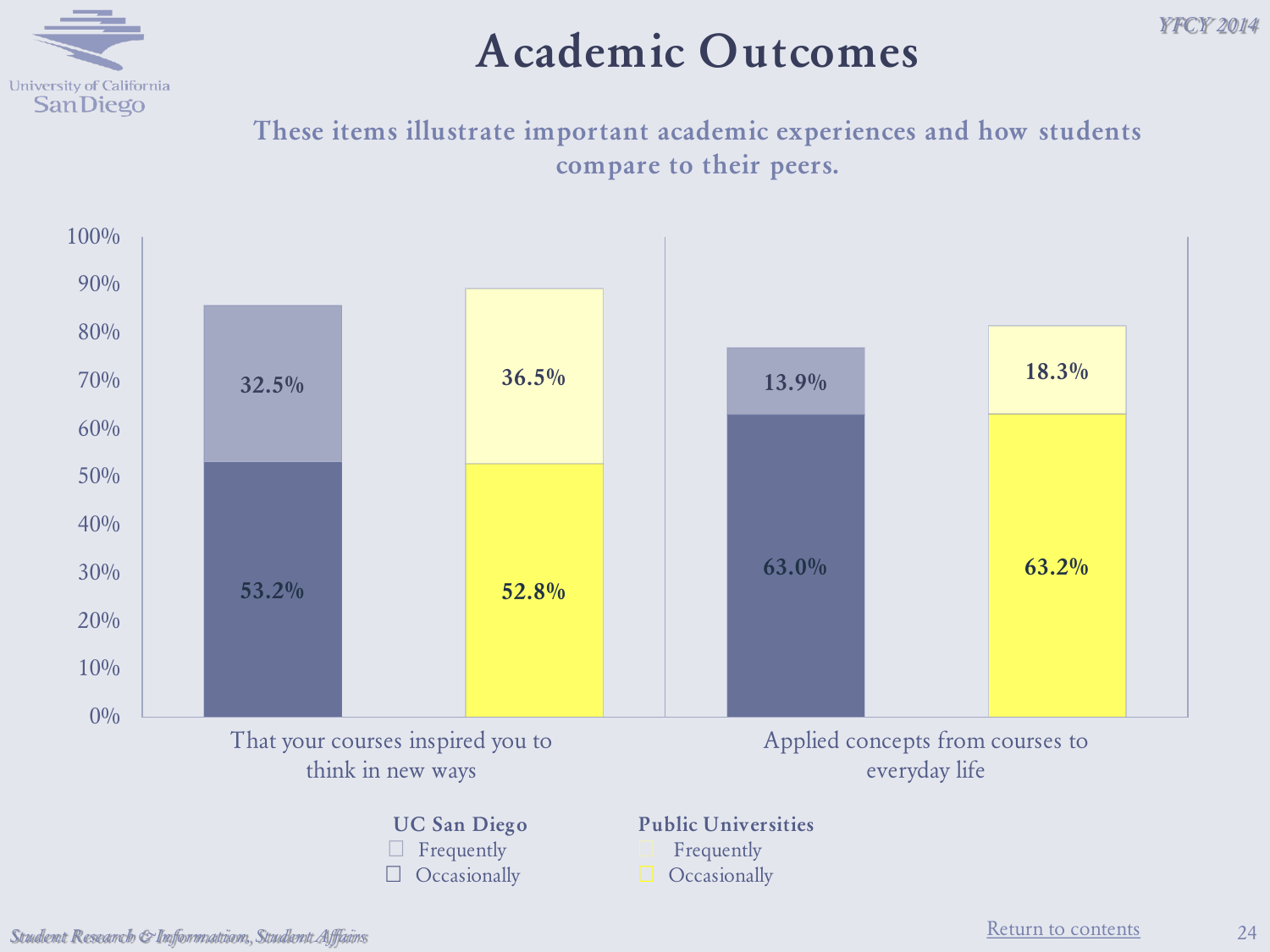# Academic Outcomes

These items illustrate important academic experiences and how students compare to their peers.

| | UC San Diego Occasionally | UC San Diego Frequently | Public Universities Occasionally | Public Universities Frequently |
|---|---|---|---|---|
| That your courses inspired you to think in new ways | 53.2% | 32.5% | 52.8% | 36.5% |
| Applied concepts from courses to everyday life | 63.0% | 13.9% | 63.2% | 18.3% |

**UC San Diego**
- Frequently
- Occasionally

**Public Universities**
- Frequently
- Occasionally

Return to contents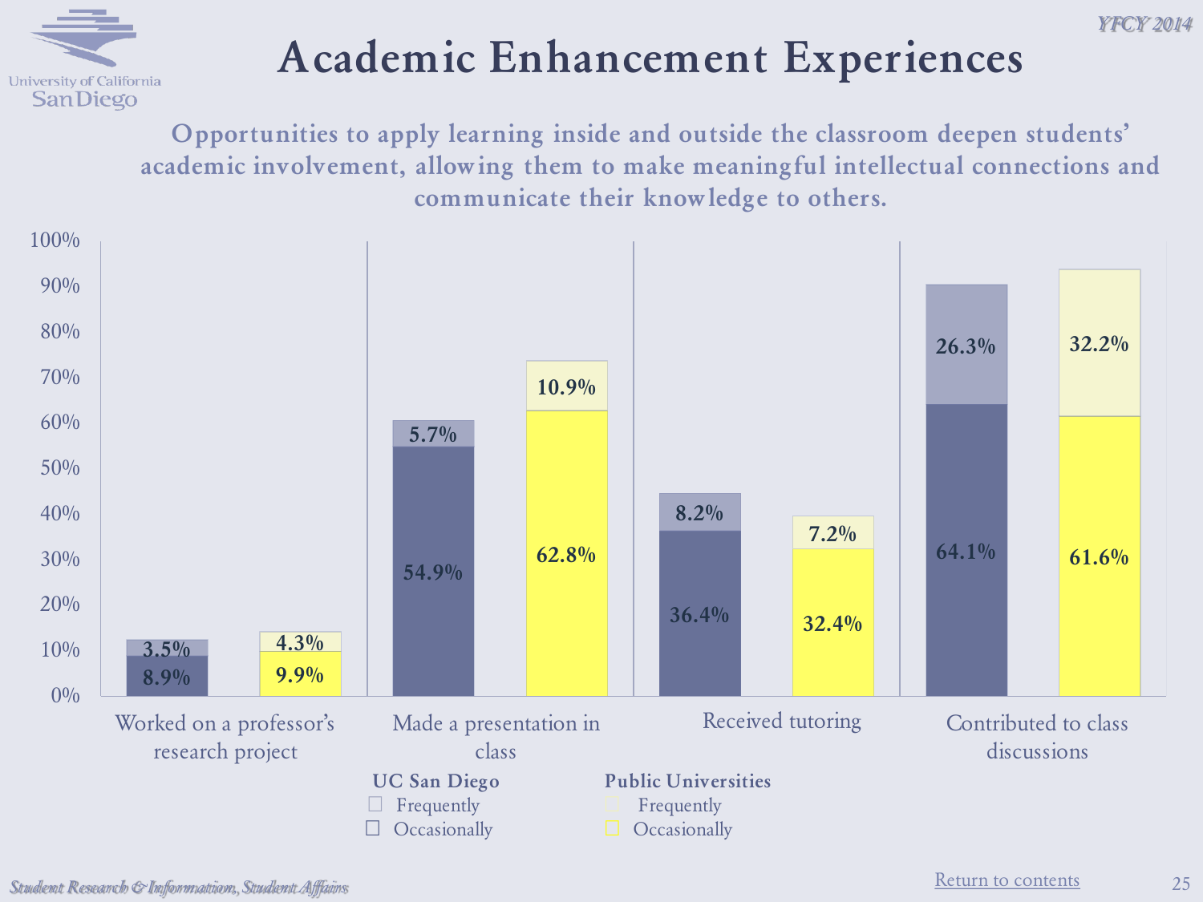# Academic Enhancement Experiences

**Opportunities to apply learning inside and outside the classroom deepen students' academic involvement, allowing them to make meaningful intellectual connections and communicate their knowledge to others.**

| | UC San Diego Frequently | UC San Diego Occasionally | Public Universities Frequently | Public Universities Occasionally |
|---|---|---|---|---|
| Worked on a professor's research project | 3.5% | 8.9% | 4.3% | 9.9% |
| Made a presentation in class | 5.7% | 54.9% | 10.9% | 62.8% |
| Received tutoring | 8.2% | 36.4% | 7.2% | 32.4% |
| Contributed to class discussions | 26.3% | 64.1% | 32.2% | 61.6% |

Student Research & Information, Student Affairs

Return to contents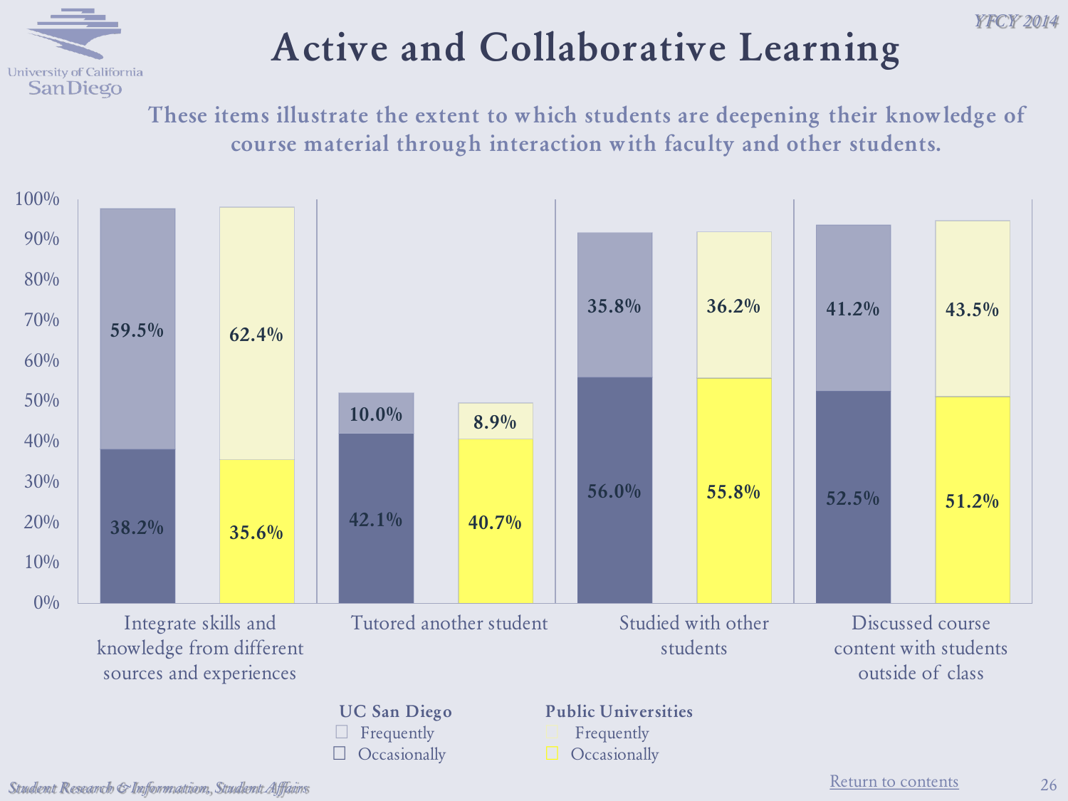# Active and Collaborative Learning

These items illustrate the extent to which students are deepening their knowledge of course material through interaction with faculty and other students.

| Item | UC San Diego Occasionally | UC San Diego Frequently | Public Universities Occasionally | Public Universities Frequently |
|---|---|---|---|---|
| Integrate skills and knowledge from different sources and experiences | 38.2% | 59.5% | 35.6% | 62.4% |
| Tutored another student | 42.1% | 10.0% | 40.7% | 8.9% |
| Studied with other students | 56.0% | 35.8% | 55.8% | 36.2% |
| Discussed course content with students outside of class | 52.5% | 41.2% | 51.2% | 43.5% |

Return to contents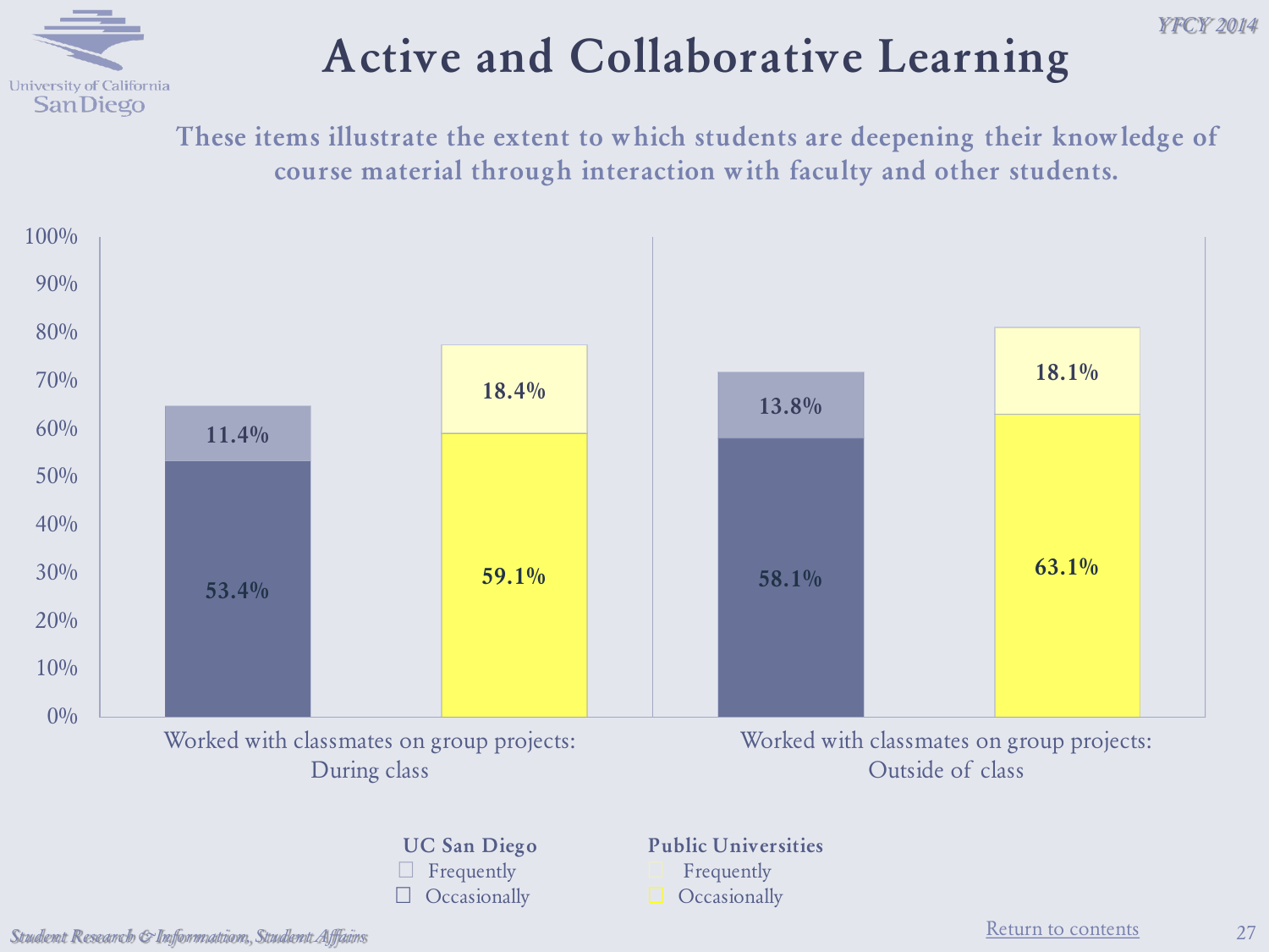# Active and Collaborative Learning

**These items illustrate the extent to which students are deepening their knowledge of course material through interaction with faculty and other students.**

| | UC San Diego: Occasionally | UC San Diego: Frequently | Public Universities: Occasionally | Public Universities: Frequently |
|---|---|---|---|---|
| Worked with classmates on group projects: During class | 53.4% | 11.4% | 59.1% | 18.4% |
| Worked with classmates on group projects: Outside of class | 58.1% | 13.8% | 63.1% | 18.1% |

Student Research & Information, Student Affairs

Return to contents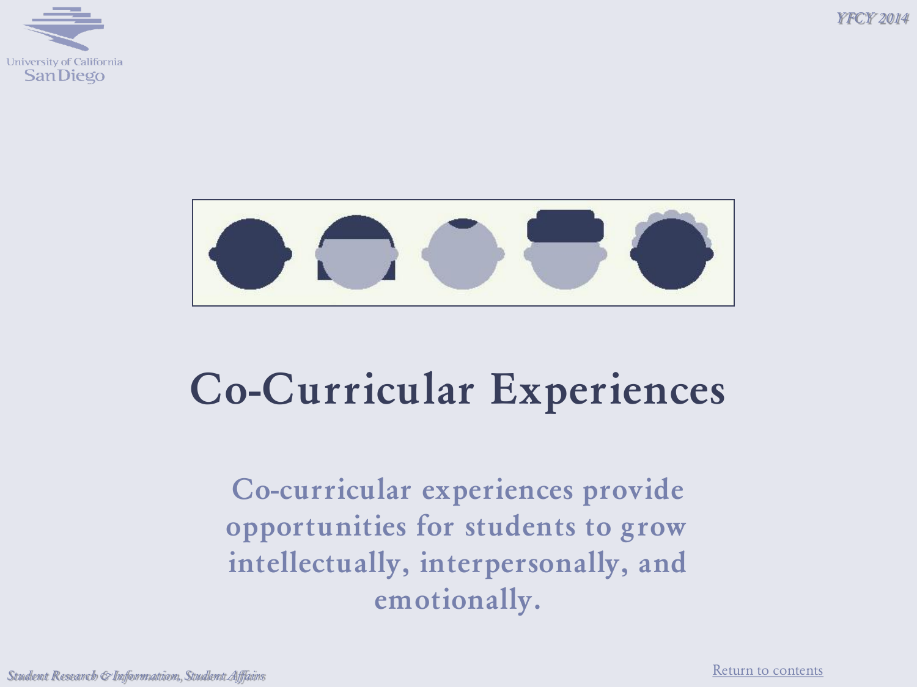# Co-Curricular Experiences

**Co-curricular experiences provide opportunities for students to grow intellectually, interpersonally, and emotionally.**

Return to contents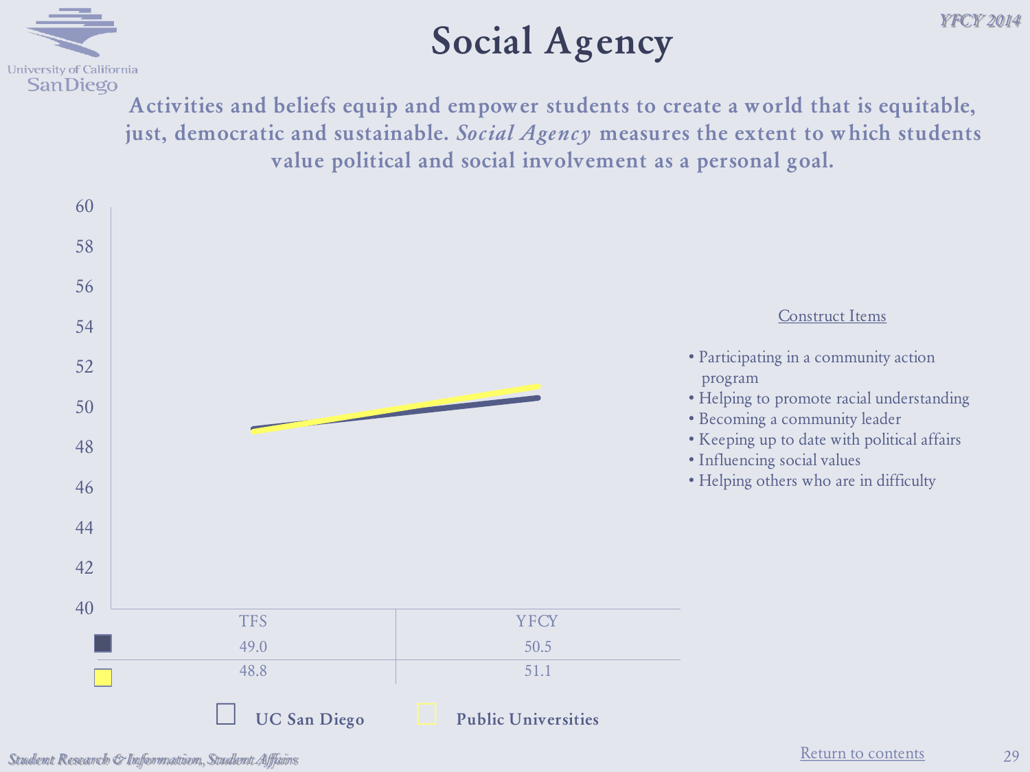# Social Agency

**Activities and beliefs equip and empower students to create a world that is equitable, just, democratic and sustainable. *Social Agency* measures the extent to which students value political and social involvement as a personal goal.**

| | TFS | YFCY |
|---|---|---|
| UC San Diego | 49.0 | 50.5 |
| Public Universities | 48.8 | 51.1 |

Construct Items

- Participating in a community action program
- Helping to promote racial understanding
- Becoming a community leader
- Keeping up to date with political affairs
- Influencing social values
- Helping others who are in difficulty

Return to contents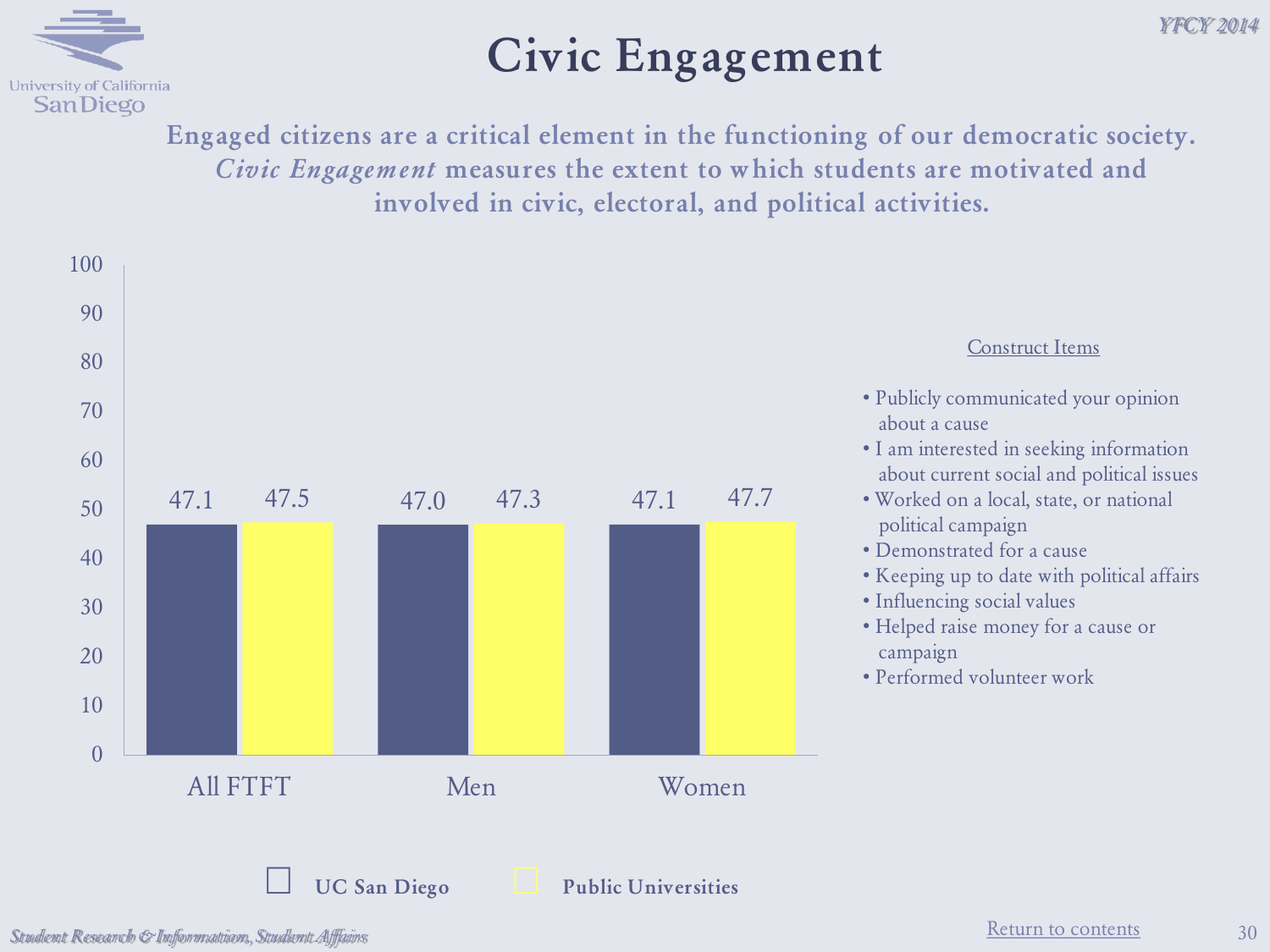# Civic Engagement

**Engaged citizens are a critical element in the functioning of our democratic society. *Civic Engagement* measures the extent to which students are motivated and involved in civic, electoral, and political activities.**

| | UC San Diego | Public Universities |
|---|---|---|
| All FTFT | 47.1 | 47.5 |
| Men | 47.0 | 47.3 |
| Women | 47.1 | 47.7 |

Construct Items

- Publicly communicated your opinion about a cause
- I am interested in seeking information about current social and political issues
- Worked on a local, state, or national political campaign
- Demonstrated for a cause
- Keeping up to date with political affairs
- Influencing social values
- Helped raise money for a cause or campaign
- Performed volunteer work

Return to contents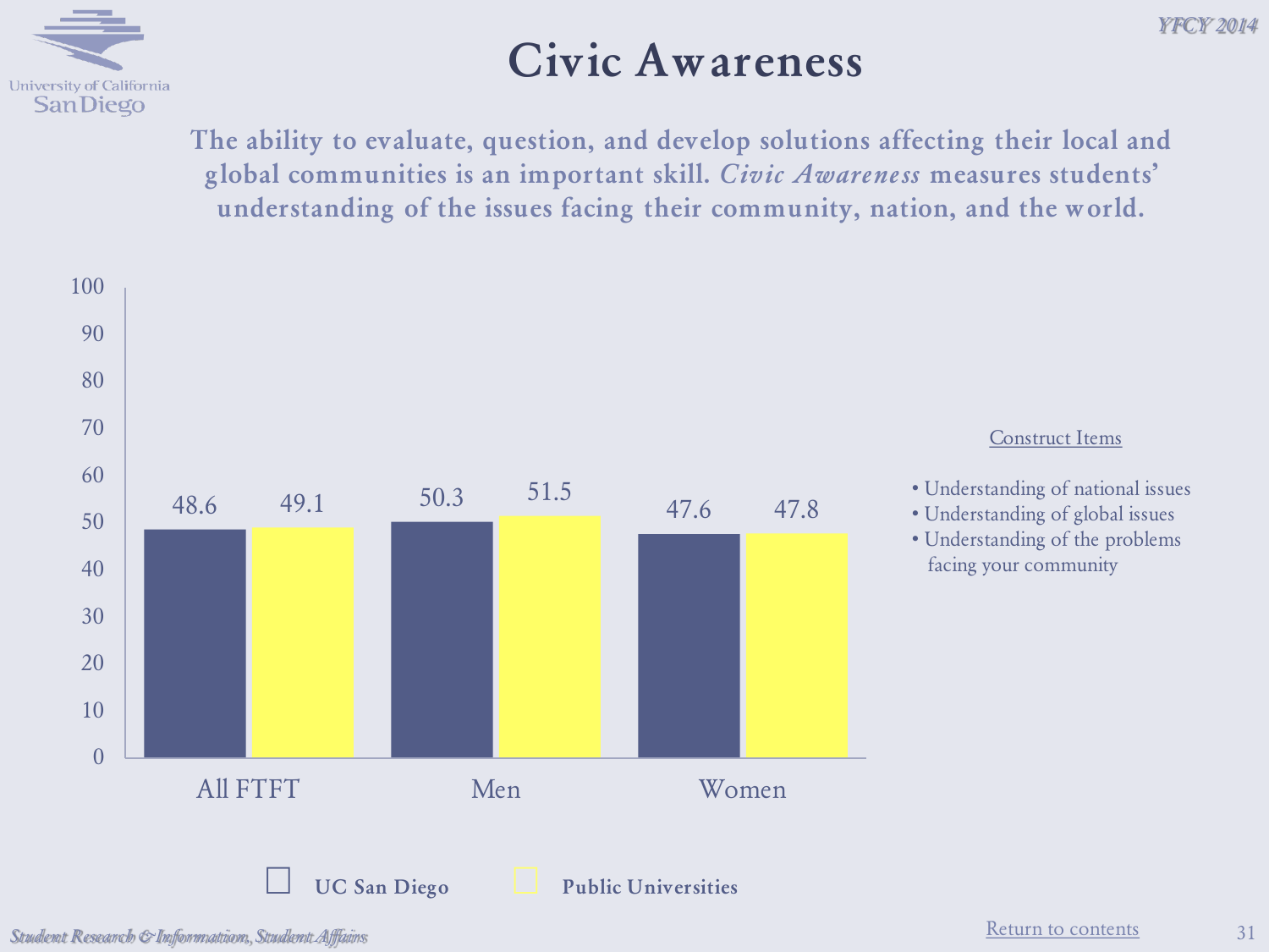# Civic Awareness

**The ability to evaluate, question, and develop solutions affecting their local and global communities is an important skill. *Civic Awareness* measures students' understanding of the issues facing their community, nation, and the world.**

| | UC San Diego | Public Universities |
|---|---|---|
| All FTFT | 48.6 | 49.1 |
| Men | 50.3 | 51.5 |
| Women | 47.6 | 47.8 |

Construct Items

- Understanding of national issues
- Understanding of global issues
- Understanding of the problems facing your community

Return to contents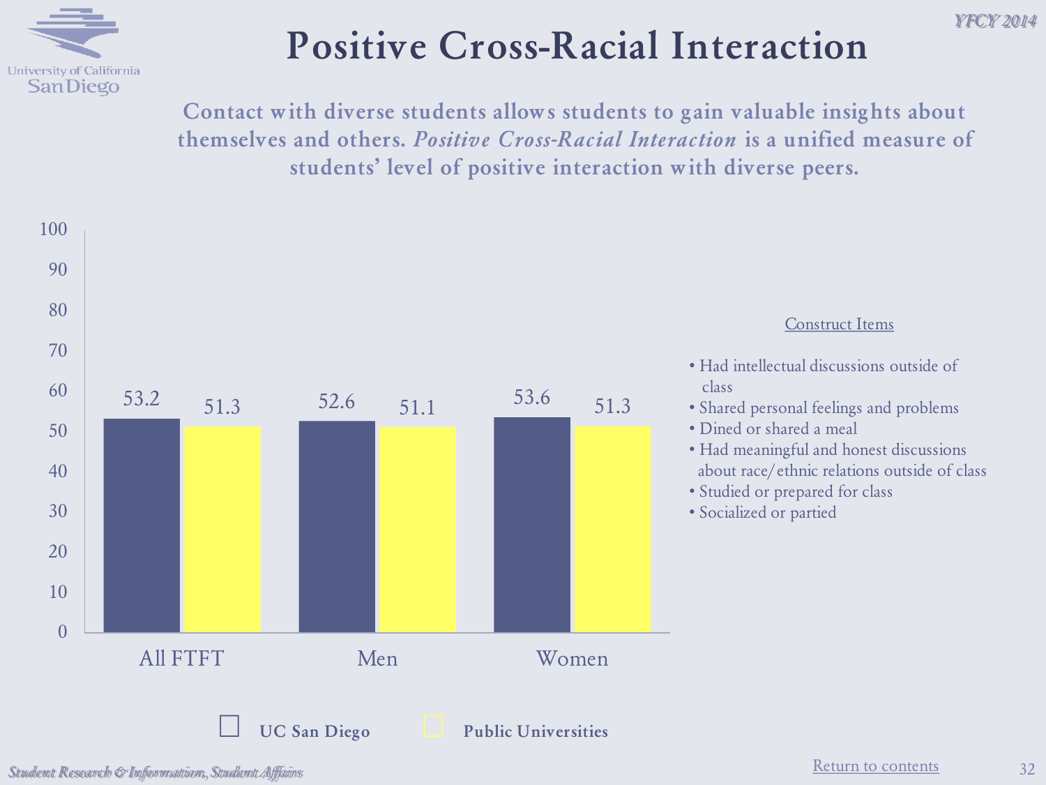# Positive Cross-Racial Interaction

**Contact with diverse students allows students to gain valuable insights about themselves and others. *Positive Cross-Racial Interaction* is a unified measure of students' level of positive interaction with diverse peers.**

| | UC San Diego | Public Universities |
|---|---|---|
| All FTFT | 53.2 | 51.3 |
| Men | 52.6 | 51.1 |
| Women | 53.6 | 51.3 |

Construct Items

- Had intellectual discussions outside of class
- Shared personal feelings and problems
- Dined or shared a meal
- Had meaningful and honest discussions about race/ethnic relations outside of class
- Studied or prepared for class
- Socialized or partied

Return to contents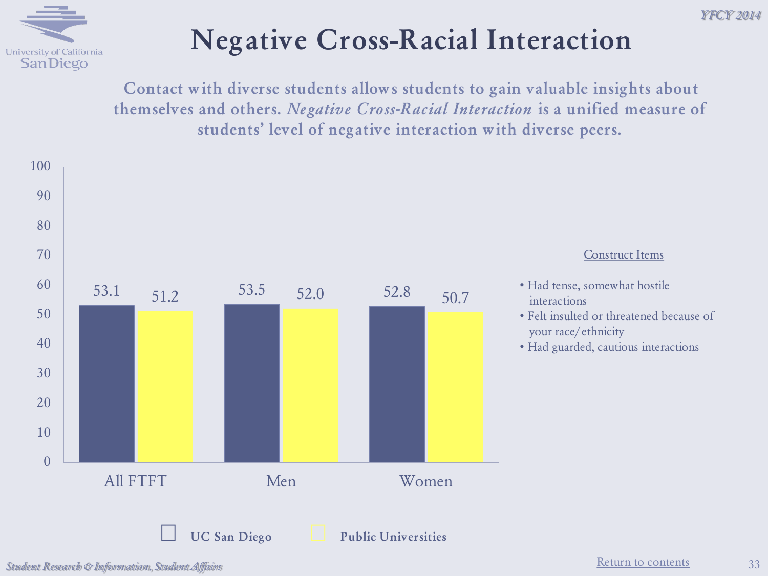# Negative Cross-Racial Interaction

**Contact with diverse students allows students to gain valuable insights about themselves and others. *Negative Cross-Racial Interaction* is a unified measure of students' level of negative interaction with diverse peers.**

| | UC San Diego | Public Universities |
|---|---|---|
| All FTFT | 53.1 | 51.2 |
| Men | 53.5 | 52.0 |
| Women | 52.8 | 50.7 |

Construct Items

- Had tense, somewhat hostile interactions
- Felt insulted or threatened because of your race/ethnicity
- Had guarded, cautious interactions

Return to contents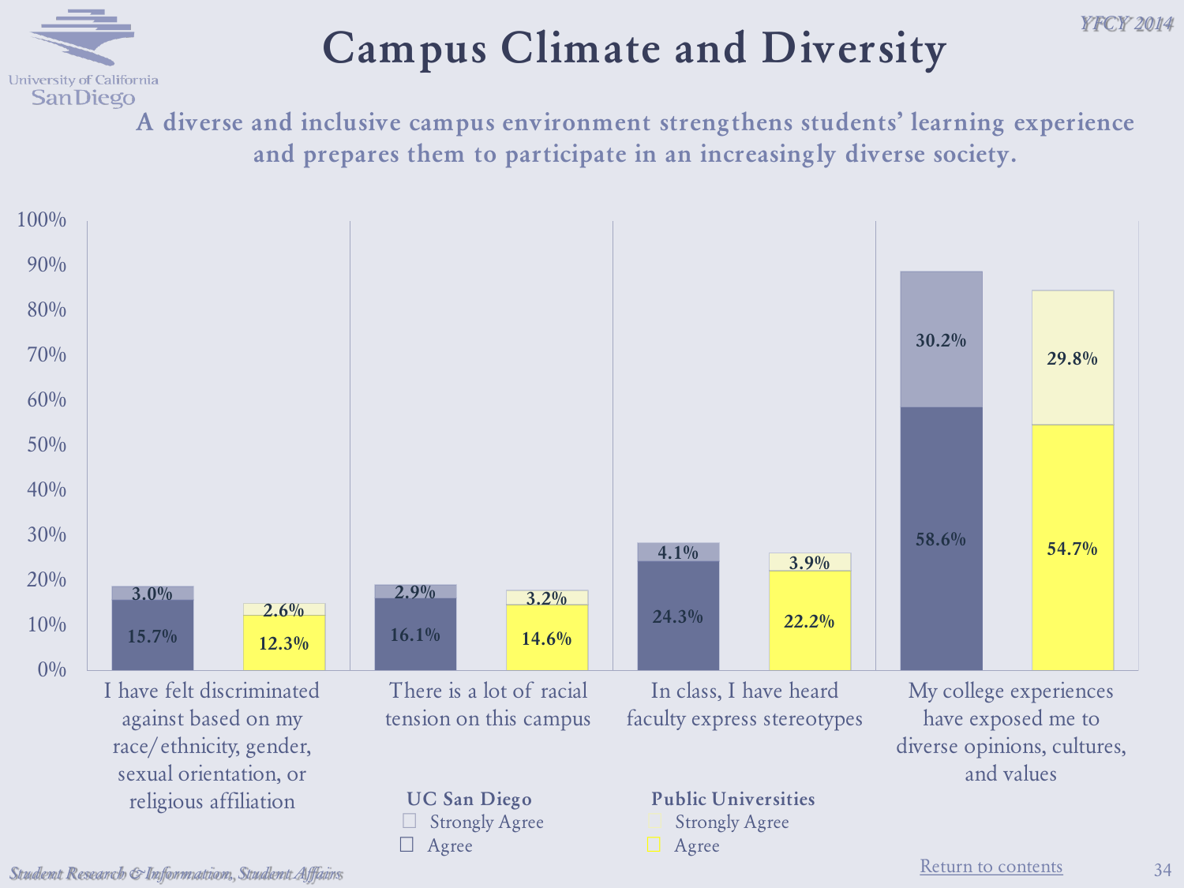# Campus Climate and Diversity

**A diverse and inclusive campus environment strengthens students' learning experience and prepares them to participate in an increasingly diverse society.**

| Item | UC San Diego Agree | UC San Diego Strongly Agree | Public Universities Agree | Public Universities Strongly Agree |
|---|---|---|---|---|
| I have felt discriminated against based on my race/ethnicity, gender, sexual orientation, or religious affiliation | 15.7% | 3.0% | 12.3% | 2.6% |
| There is a lot of racial tension on this campus | 16.1% | 2.9% | 14.6% | 3.2% |
| In class, I have heard faculty express stereotypes | 24.3% | 4.1% | 22.2% | 3.9% |
| My college experiences have exposed me to diverse opinions, cultures, and values | 58.6% | 30.2% | 54.7% | 29.8% |

Return to contents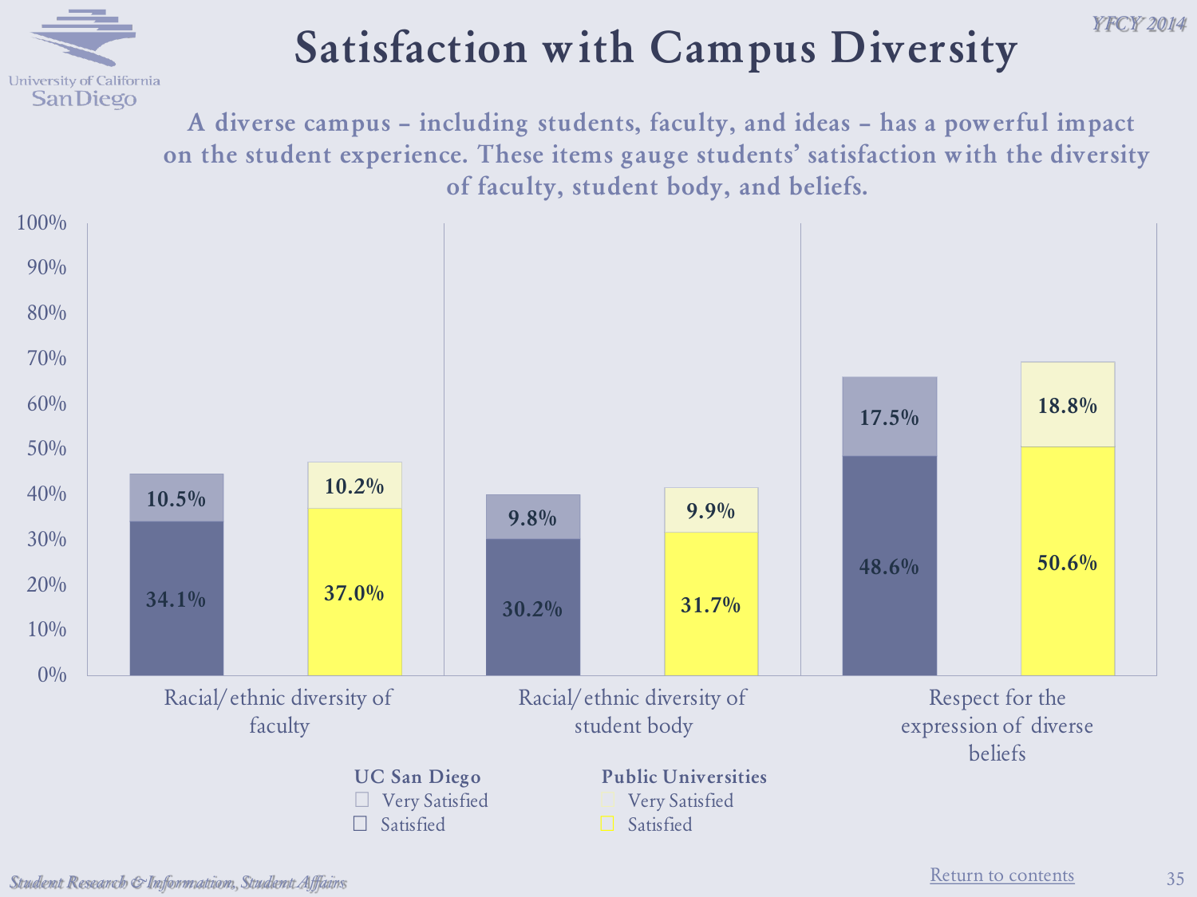# Satisfaction with Campus Diversity

A diverse campus – including students, faculty, and ideas – has a powerful impact on the student experience. These items gauge students' satisfaction with the diversity of faculty, student body, and beliefs.

| | UC San Diego – Satisfied | UC San Diego – Very Satisfied | Public Universities – Satisfied | Public Universities – Very Satisfied |
|---|---|---|---|---|
| Racial/ethnic diversity of faculty | 34.1% | 10.5% | 37.0% | 10.2% |
| Racial/ethnic diversity of student body | 30.2% | 9.8% | 31.7% | 9.9% |
| Respect for the expression of diverse beliefs | 48.6% | 17.5% | 50.6% | 18.8% |

Student Research & Information, Student Affairs

Return to contents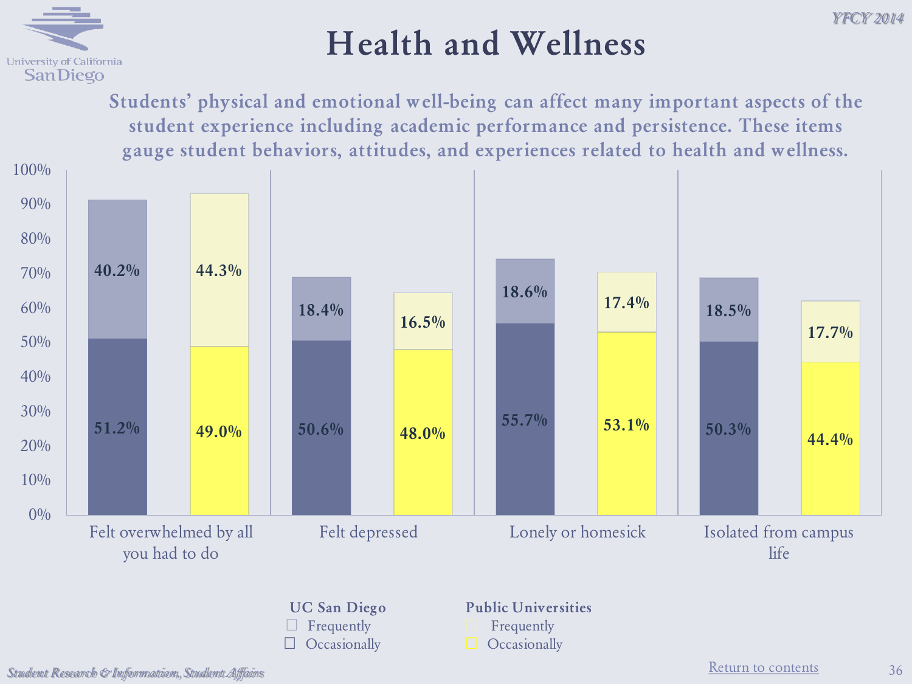# Health and Wellness

**Students' physical and emotional well-being can affect many important aspects of the student experience including academic performance and persistence. These items gauge student behaviors, attitudes, and experiences related to health and wellness.**

| | UC San Diego – Occasionally | UC San Diego – Frequently | Public Universities – Occasionally | Public Universities – Frequently |
|---|---|---|---|---|
| Felt overwhelmed by all you had to do | 51.2% | 40.2% | 49.0% | 44.3% |
| Felt depressed | 50.6% | 18.4% | 48.0% | 16.5% |
| Lonely or homesick | 55.7% | 18.6% | 53.1% | 17.4% |
| Isolated from campus life | 50.3% | 18.5% | 44.4% | 17.7% |

*Student Research & Information, Student Affairs*

Return to contents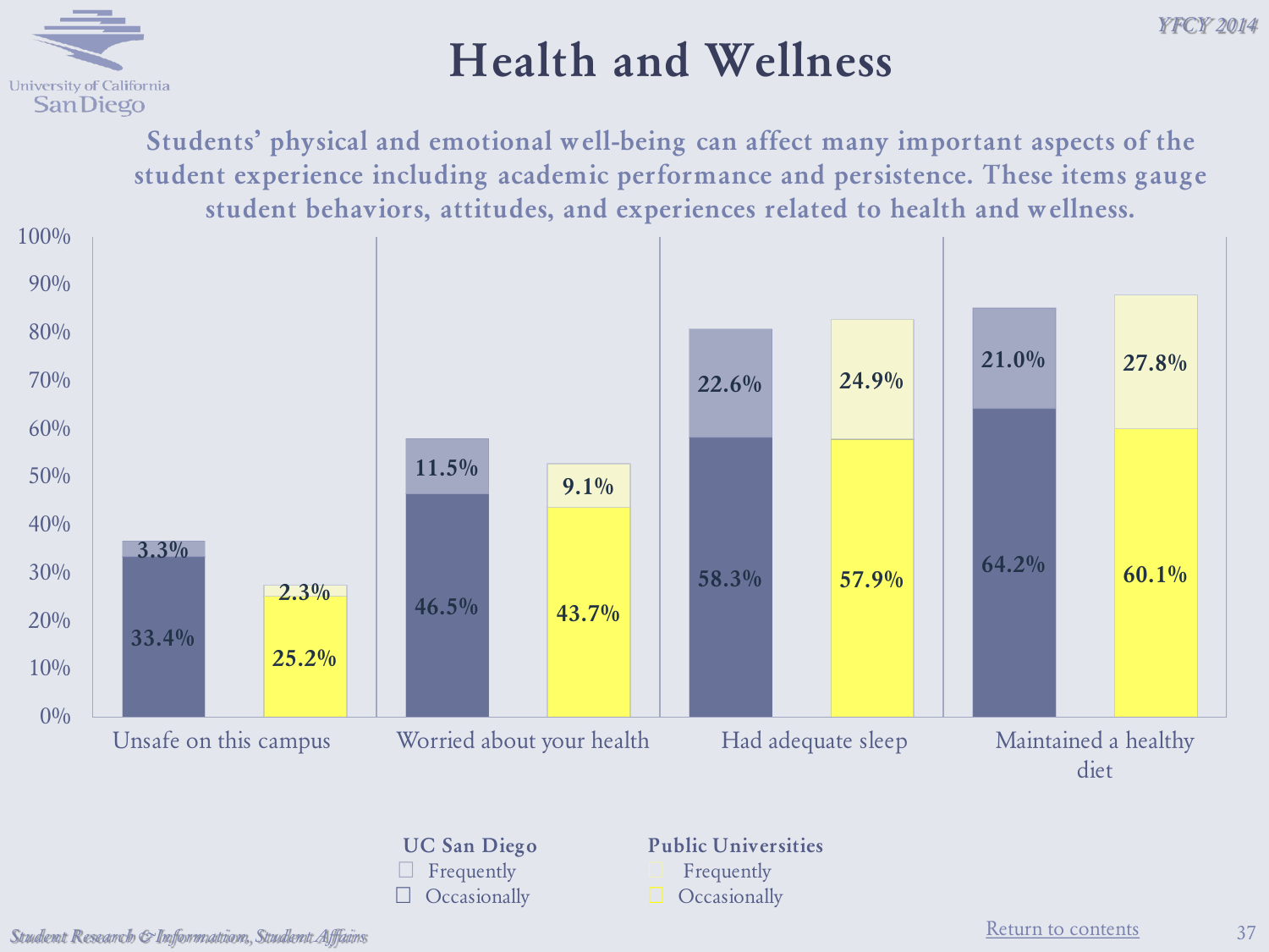# Health and Wellness

Students' physical and emotional well-being can affect many important aspects of the student experience including academic performance and persistence. These items gauge student behaviors, attitudes, and experiences related to health and wellness.

| | UC San Diego Frequently | UC San Diego Occasionally | Public Universities Frequently | Public Universities Occasionally |
|---|---|---|---|---|
| Unsafe on this campus | 3.3% | 33.4% | 2.3% | 25.2% |
| Worried about your health | 11.5% | 46.5% | 9.1% | 43.7% |
| Had adequate sleep | 22.6% | 58.3% | 24.9% | 57.9% |
| Maintained a healthy diet | 21.0% | 64.2% | 27.8% | 60.1% |

Return to contents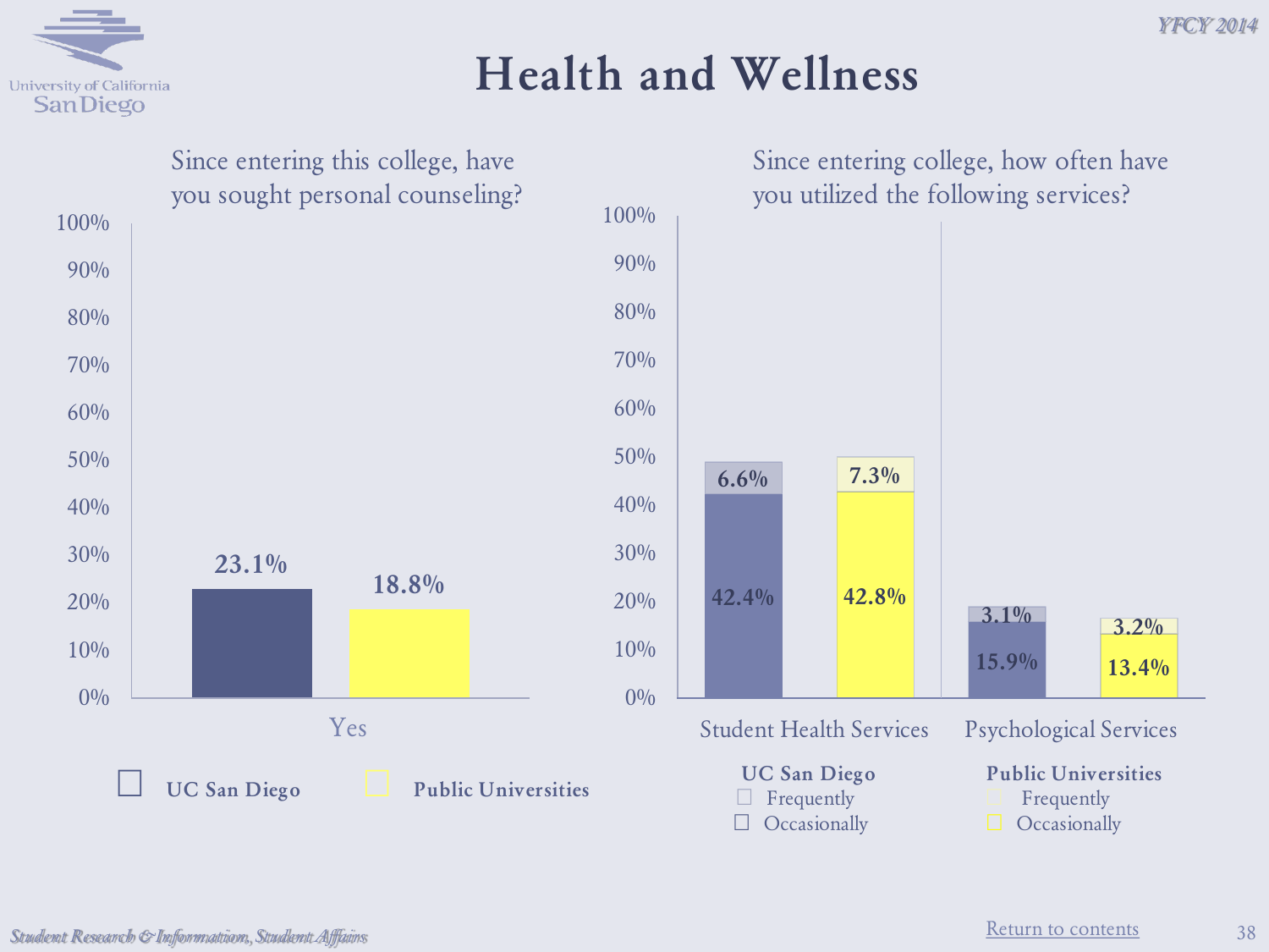# Health and Wellness

### Since entering this college, have you sought personal counseling?

| | UC San Diego | Public Universities |
|---|---|---|
| Yes | 23.1% | 18.8% |

### Since entering college, how often have you utilized the following services?

| | UC San Diego Frequently | UC San Diego Occasionally | Public Universities Frequently | Public Universities Occasionally |
|---|---|---|---|---|
| Student Health Services | 6.6% | 42.4% | 7.3% | 42.8% |
| Psychological Services | 3.1% | 15.9% | 3.2% | 13.4% |

*Student Research & Information, Student Affairs*

Return to contents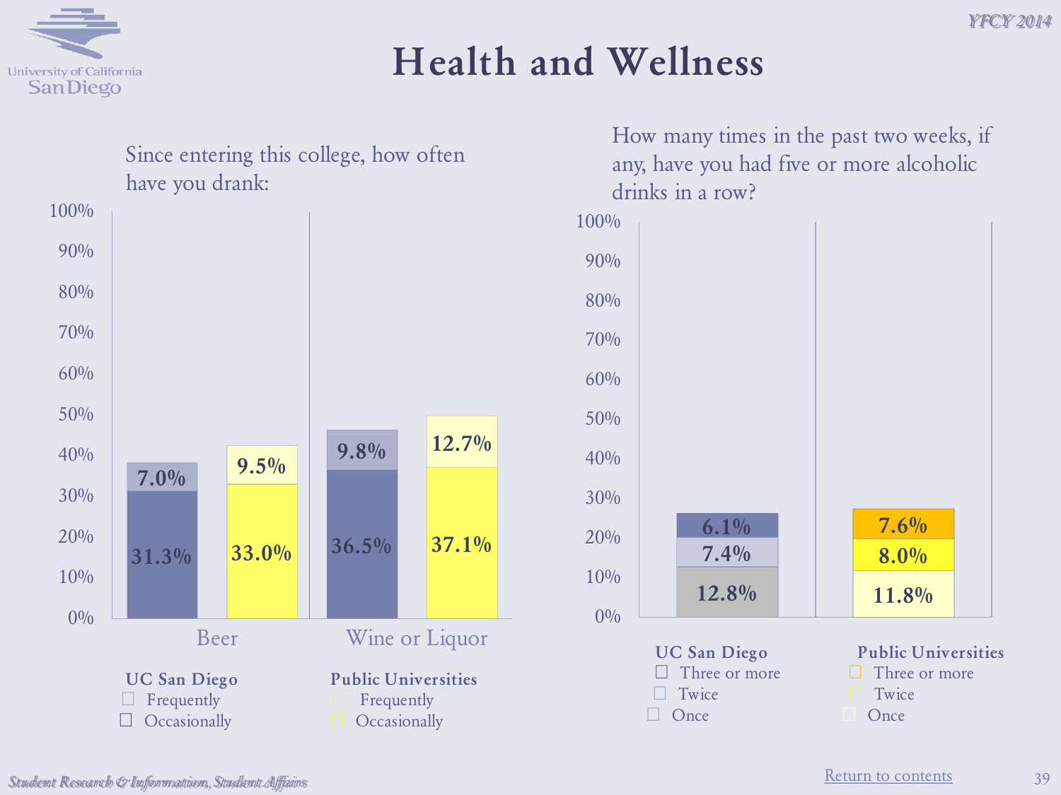# Health and Wellness

## Since entering this college, how often have you drank:

| | UC San Diego – Frequently | UC San Diego – Occasionally | Public Universities – Frequently | Public Universities – Occasionally |
|---|---|---|---|---|
| Beer | 7.0% | 31.3% | 9.5% | 33.0% |
| Wine or Liquor | 9.8% | 36.5% | 12.7% | 37.1% |

## How many times in the past two weeks, if any, have you had five or more alcoholic drinks in a row?

| | Three or more | Twice | Once |
|---|---|---|---|
| UC San Diego | 6.1% | 7.4% | 12.8% |
| Public Universities | 7.6% | 8.0% | 11.8% |

Return to contents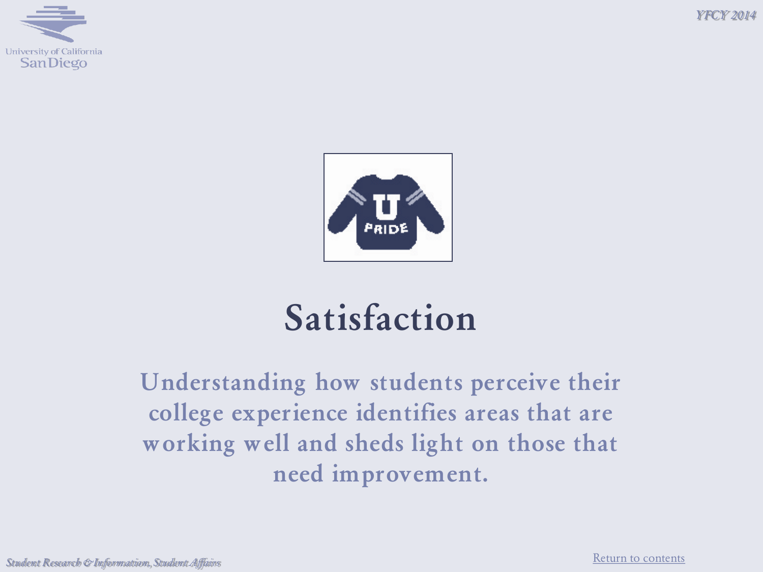# Satisfaction

Understanding how students perceive their college experience identifies areas that are working well and sheds light on those that need improvement.

[Return to contents]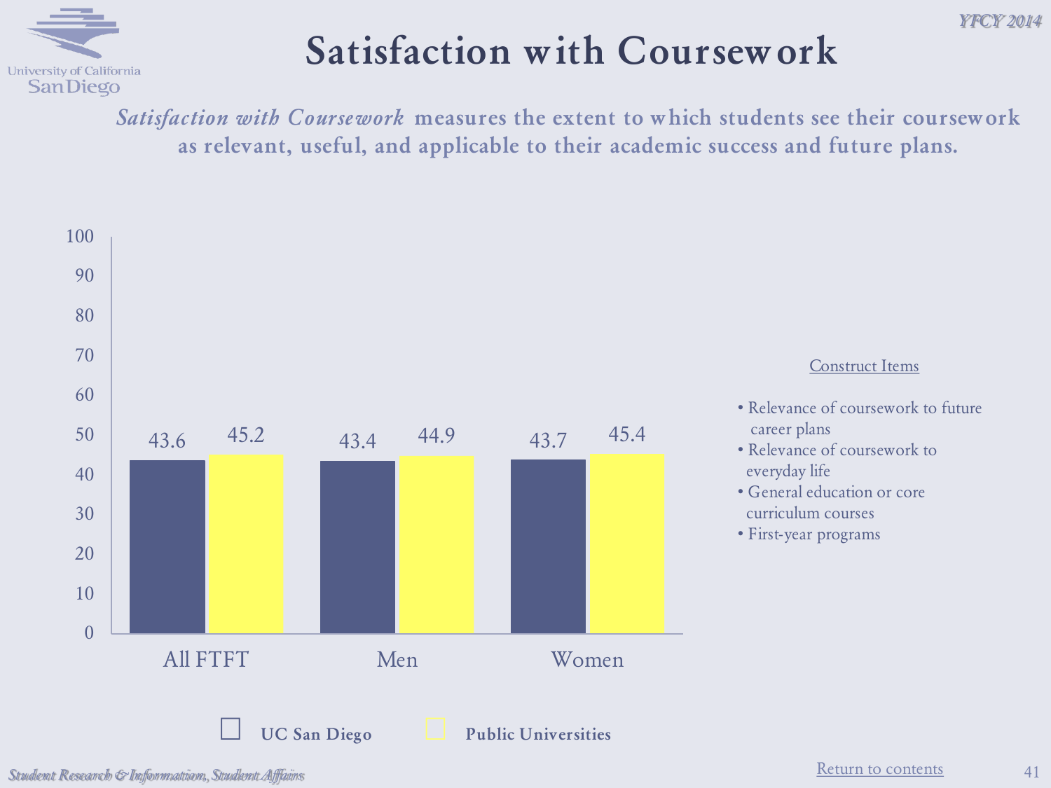# Satisfaction with Coursework

***Satisfaction with Coursework*** **measures the extent to which students see their coursework as relevant, useful, and applicable to their academic success and future plans.**

| | UC San Diego | Public Universities |
|---|---|---|
| All FTFT | 43.6 | 45.2 |
| Men | 43.4 | 44.9 |
| Women | 43.7 | 45.4 |

Construct Items

- Relevance of coursework to future career plans
- Relevance of coursework to everyday life
- General education or core curriculum courses
- First-year programs

Return to contents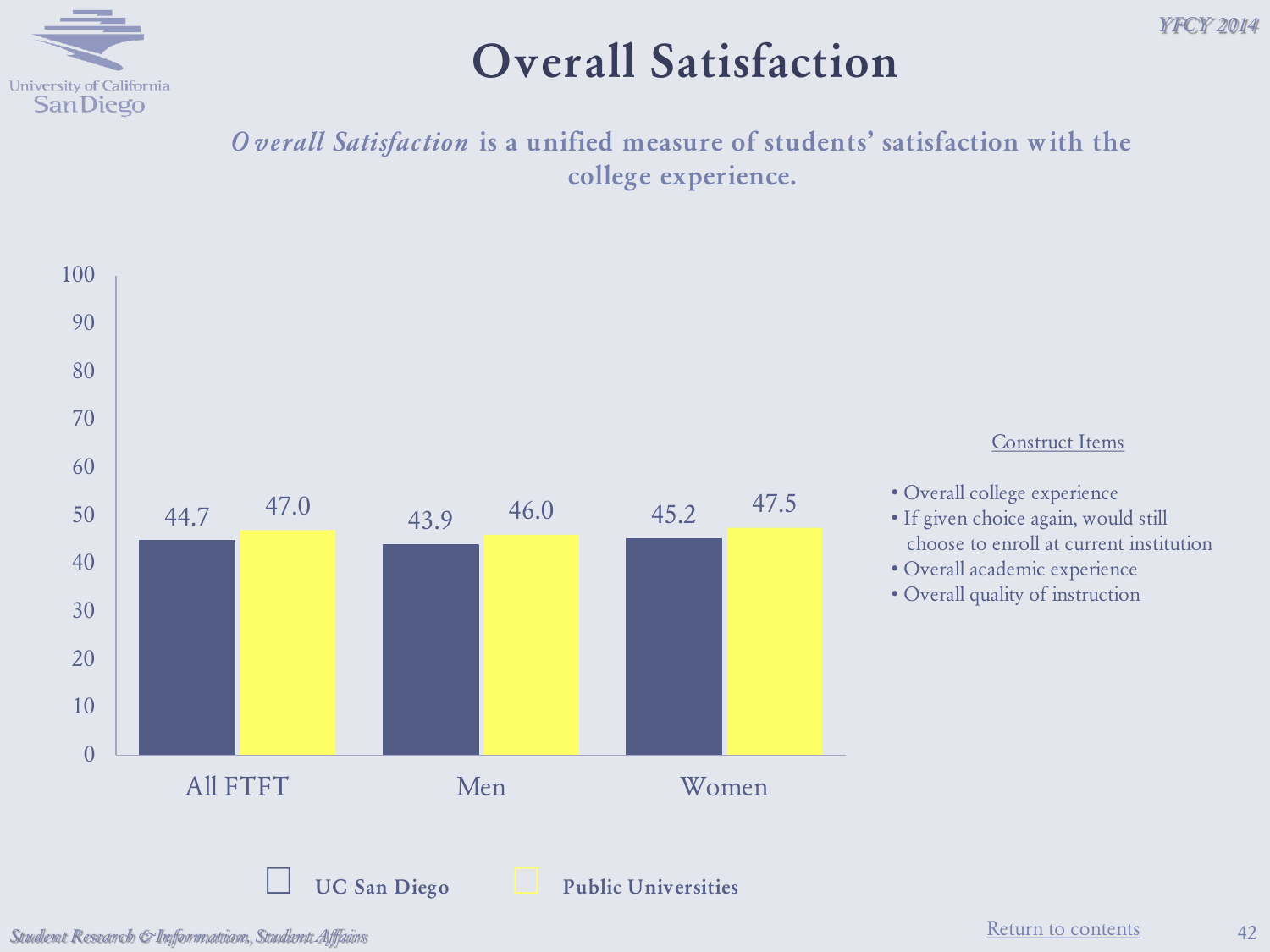# Overall Satisfaction

***Overall Satisfaction*** **is a unified measure of students' satisfaction with the college experience.**

| | UC San Diego | Public Universities |
|---|---|---|
| All FTFT | 44.7 | 47.0 |
| Men | 43.9 | 46.0 |
| Women | 45.2 | 47.5 |

Construct Items

- Overall college experience
- If given choice again, would still choose to enroll at current institution
- Overall academic experience
- Overall quality of instruction

Return to contents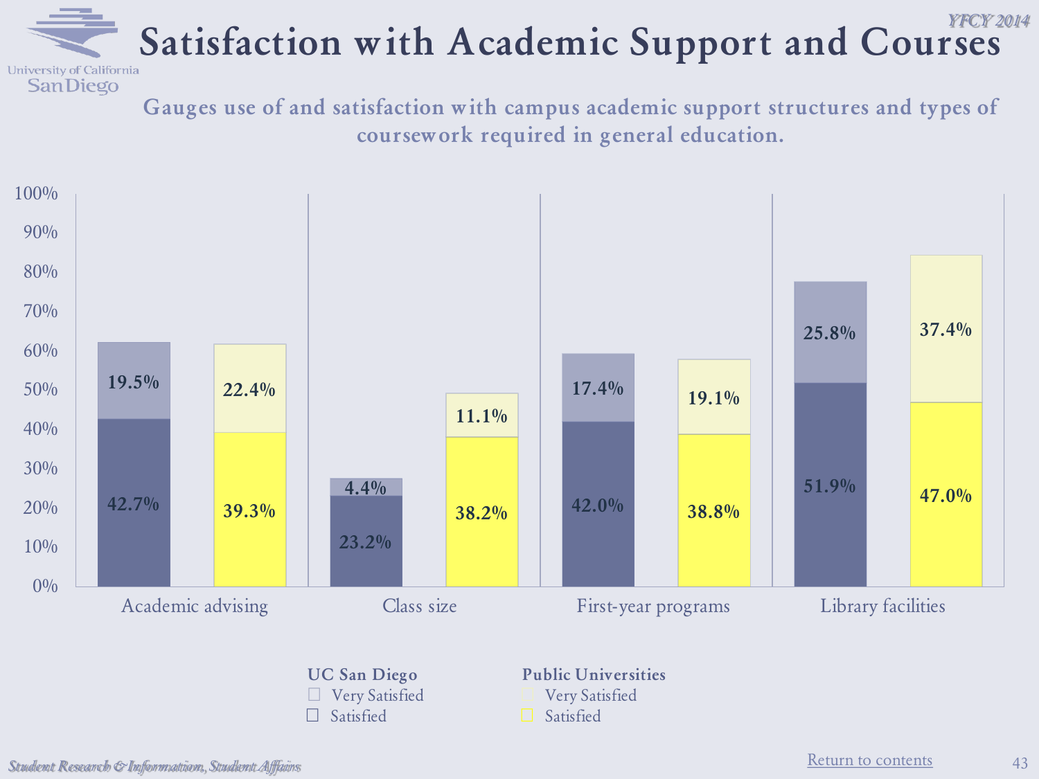# Satisfaction with Academic Support and Courses

Gauges use of and satisfaction with campus academic support structures and types of coursework required in general education.

| | UC San Diego Very Satisfied | UC San Diego Satisfied | Public Universities Very Satisfied | Public Universities Satisfied |
|---|---|---|---|---|
| Academic advising | 19.5% | 42.7% | 22.4% | 39.3% |
| Class size | 4.4% | 23.2% | 11.1% | 38.2% |
| First-year programs | 17.4% | 42.0% | 19.1% | 38.8% |
| Library facilities | 25.8% | 51.9% | 37.4% | 47.0% |

Student Research & Information, Student Affairs

Return to contents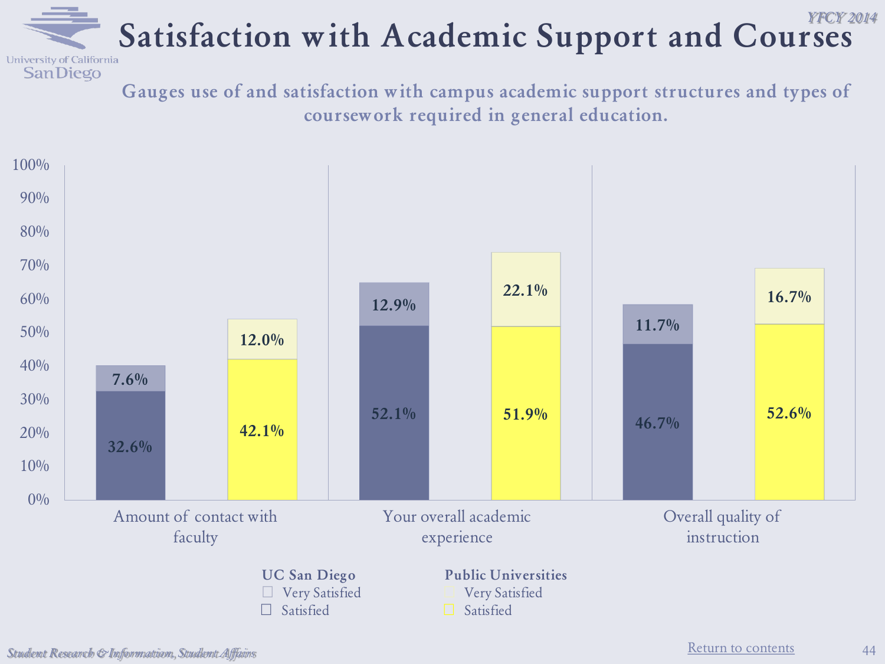# Satisfaction with Academic Support and Courses

Gauges use of and satisfaction with campus academic support structures and types of coursework required in general education.

| | UC San Diego – Satisfied | UC San Diego – Very Satisfied | Public Universities – Satisfied | Public Universities – Very Satisfied |
|---|---|---|---|---|
| Amount of contact with faculty | 32.6% | 7.6% | 42.1% | 12.0% |
| Your overall academic experience | 52.1% | 12.9% | 51.9% | 22.1% |
| Overall quality of instruction | 46.7% | 11.7% | 52.6% | 16.7% |

Return to contents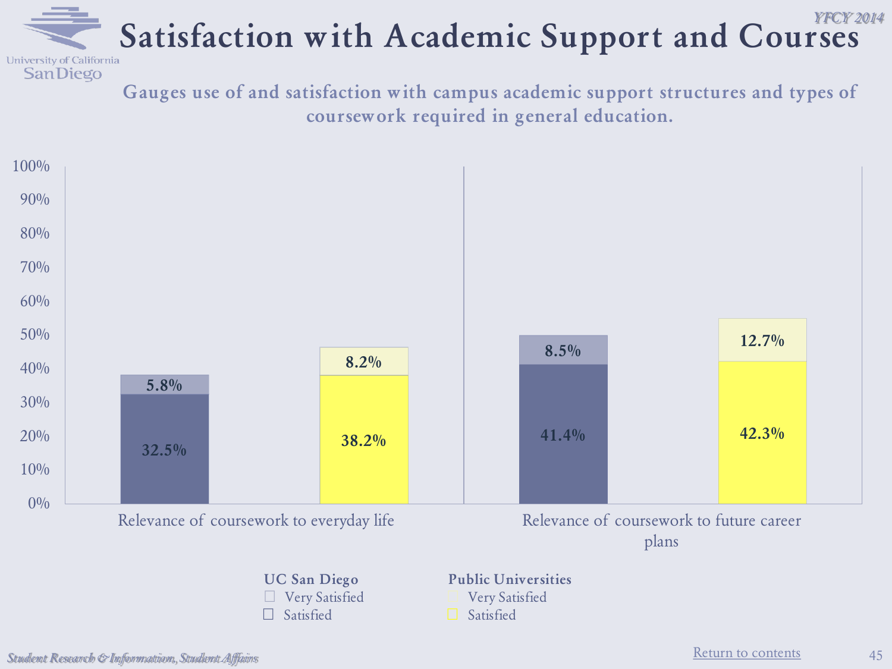# Satisfaction with Academic Support and Courses

**Gauges use of and satisfaction with campus academic support structures and types of coursework required in general education.**

| | UC San Diego – Satisfied | UC San Diego – Very Satisfied | Public Universities – Satisfied | Public Universities – Very Satisfied |
|---|---|---|---|---|
| Relevance of coursework to everyday life | 32.5% | 5.8% | 38.2% | 8.2% |
| Relevance of coursework to future career plans | 41.4% | 8.5% | 42.3% | 12.7% |

[Return to contents](#)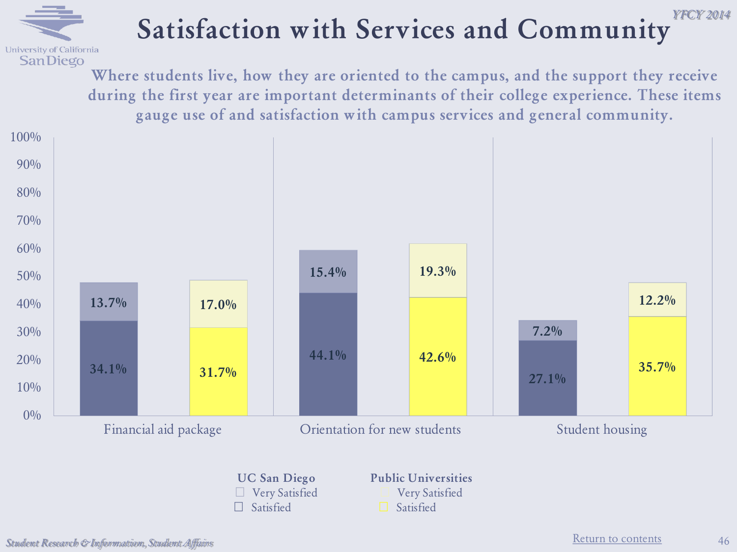# Satisfaction with Services and Community

Where students live, how they are oriented to the campus, and the support they receive during the first year are important determinants of their college experience. These items gauge use of and satisfaction with campus services and general community.

| | UC San Diego Satisfied | UC San Diego Very Satisfied | Public Universities Satisfied | Public Universities Very Satisfied |
|---|---|---|---|---|
| Financial aid package | 34.1% | 13.7% | 31.7% | 17.0% |
| Orientation for new students | 44.1% | 15.4% | 42.6% | 19.3% |
| Student housing | 27.1% | 7.2% | 35.7% | 12.2% |

Student Research & Information, Student Affairs

Return to contents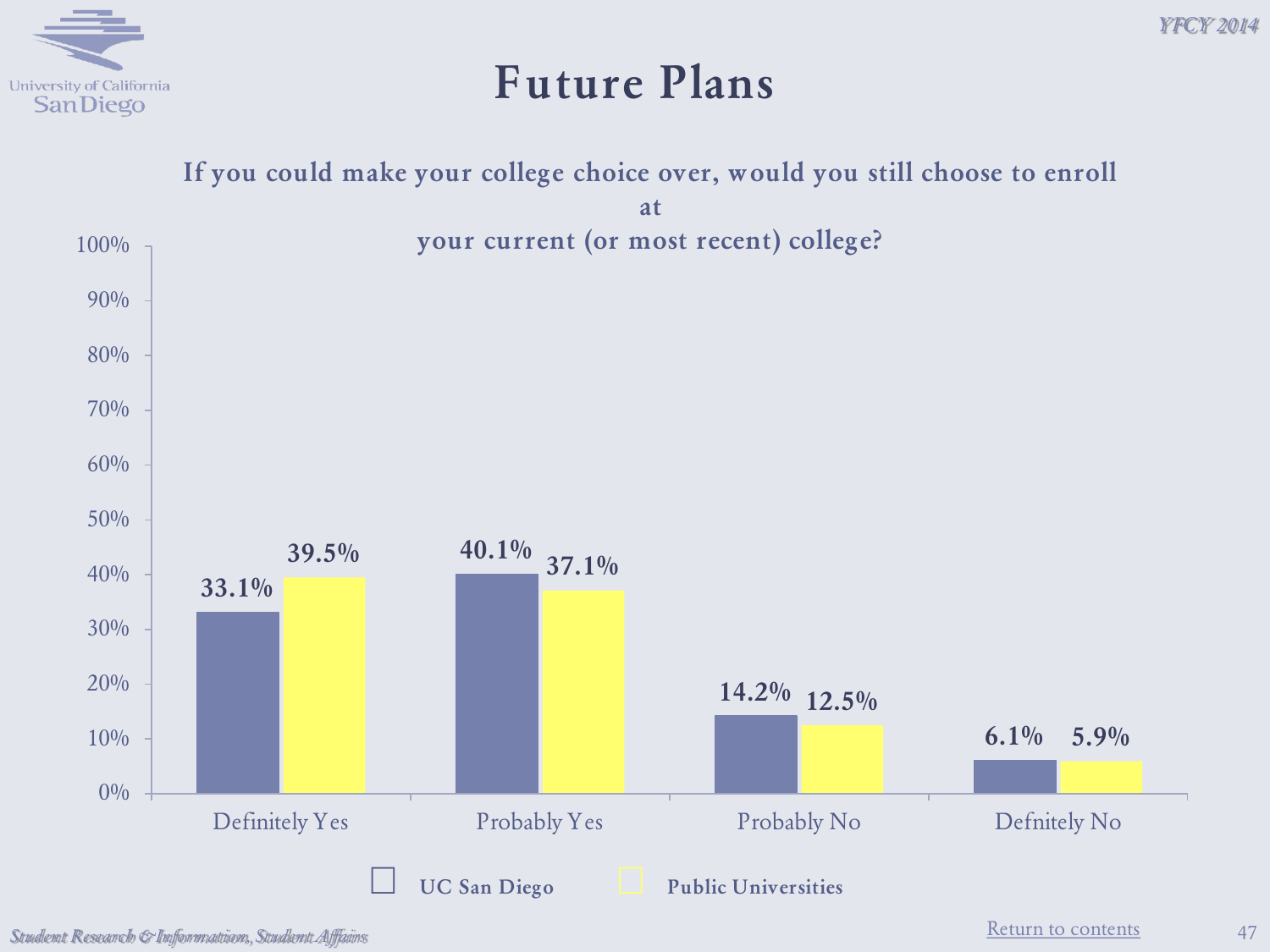# Future Plans

**If you could make your college choice over, would you still choose to enroll at your current (or most recent) college?**

| | UC San Diego | Public Universities |
|---|---|---|
| Definitely Yes | 33.1% | 39.5% |
| Probably Yes | 40.1% | 37.1% |
| Probably No | 14.2% | 12.5% |
| Defnitely No | 6.1% | 5.9% |

Return to contents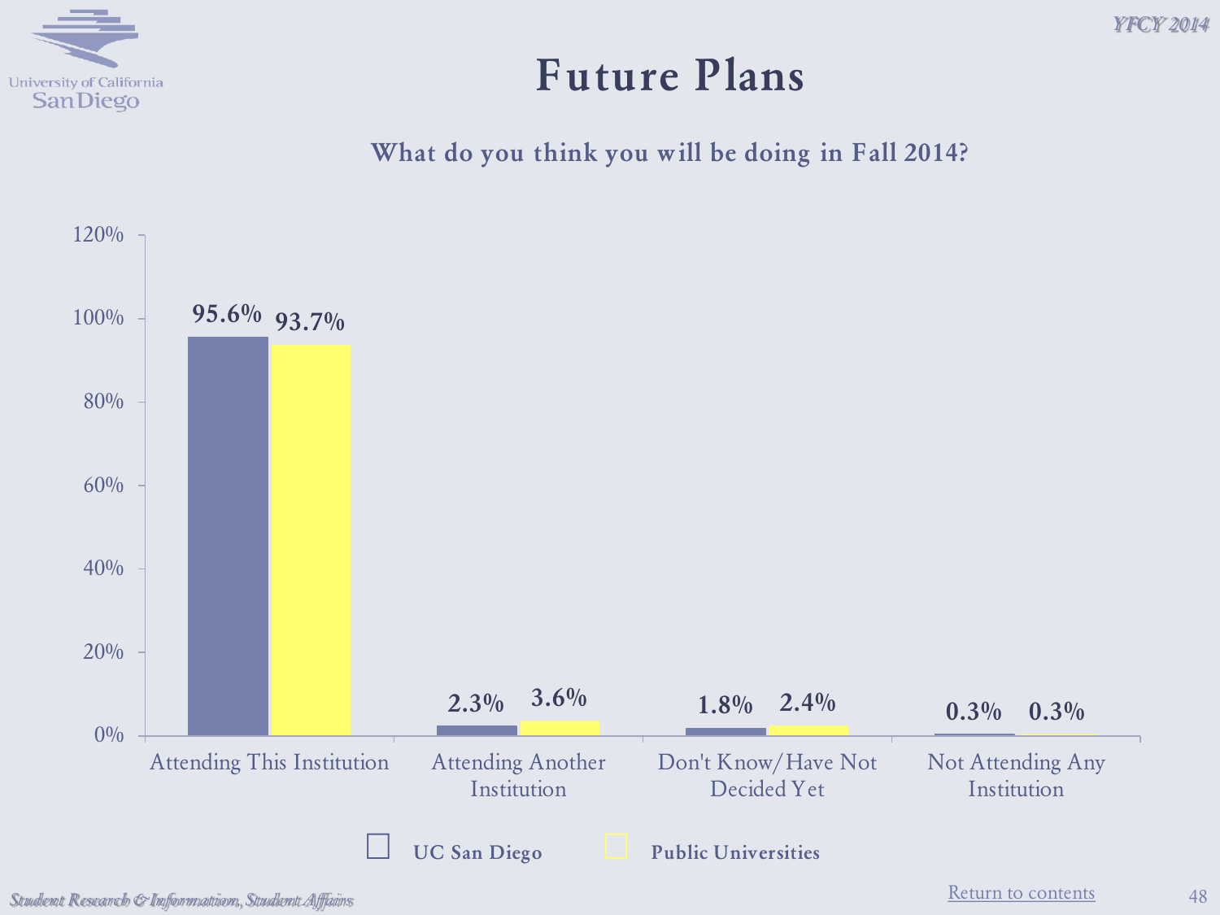# Future Plans

### What do you think you will be doing in Fall 2014?

| | UC San Diego | Public Universities |
|---|---|---|
| Attending This Institution | 95.6% | 93.7% |
| Attending Another Institution | 2.3% | 3.6% |
| Don't Know/Have Not Decided Yet | 1.8% | 2.4% |
| Not Attending Any Institution | 0.3% | 0.3% |

Return to contents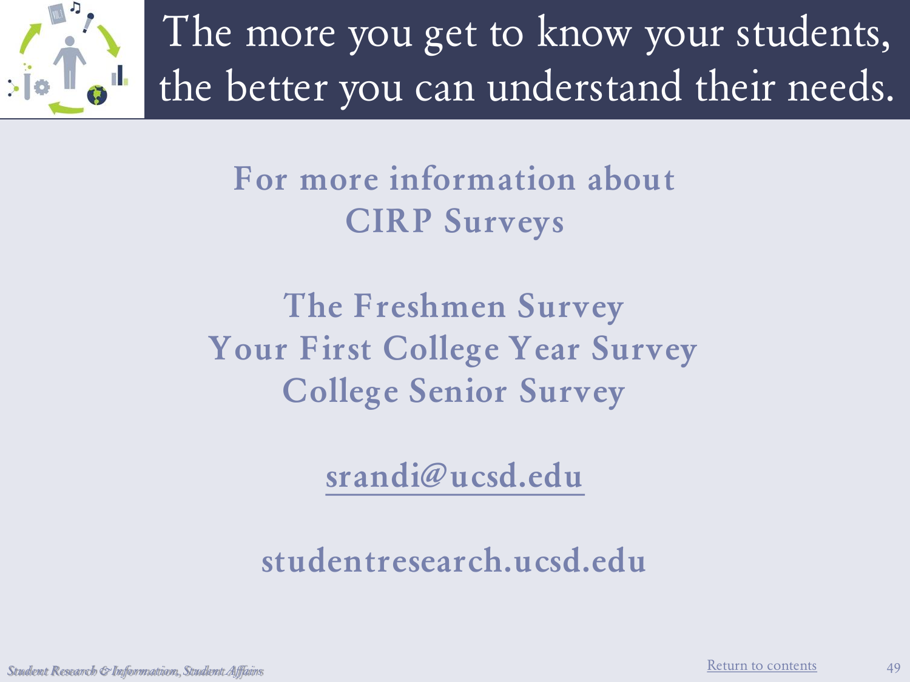# The more you get to know your students, the better you can understand their needs.

For more information about
CIRP Surveys

The Freshmen Survey
Your First College Year Survey
College Senior Survey

srandi@ucsd.edu

studentresearch.ucsd.edu

Return to contents